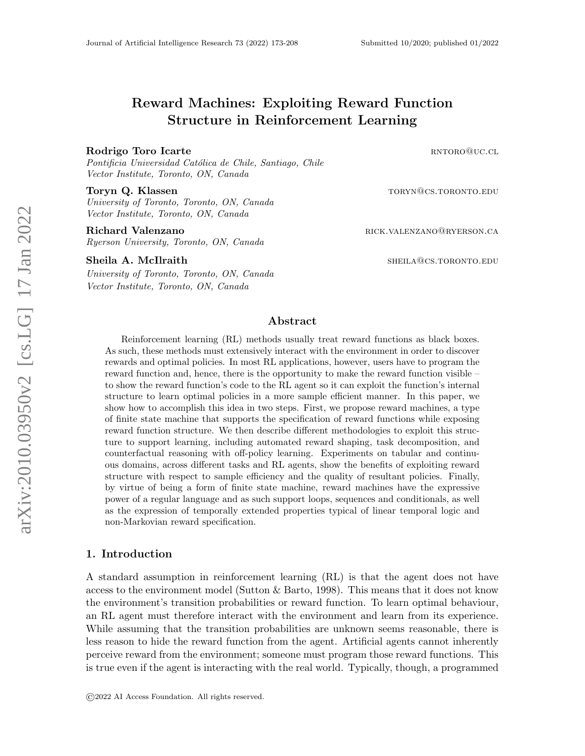# Reward Machines: Exploiting Reward Function Structure in Reinforcement Learning

**Rodrigo Toro Icarte** RNTORO@UC.CL
*Pontificia Universidad Católica de Chile, Santiago, Chile*
*Vector Institute, Toronto, ON, Canada*

**Toryn Q. Klassen** TORYN@CS.TORONTO.EDU
*University of Toronto, Toronto, ON, Canada*
*Vector Institute, Toronto, ON, Canada*

**Richard Valenzano** RICK.VALENZANO@RYERSON.CA
*Ryerson University, Toronto, ON, Canada*

**Sheila A. McIlraith** SHEILA@CS.TORONTO.EDU
*University of Toronto, Toronto, ON, Canada*
*Vector Institute, Toronto, ON, Canada*

## Abstract

Reinforcement learning (RL) methods usually treat reward functions as black boxes. As such, these methods must extensively interact with the environment in order to discover rewards and optimal policies. In most RL applications, however, users have to program the reward function and, hence, there is the opportunity to make the reward function visible – to show the reward function's code to the RL agent so it can exploit the function's internal structure to learn optimal policies in a more sample efficient manner. In this paper, we show how to accomplish this idea in two steps. First, we propose reward machines, a type of finite state machine that supports the specification of reward functions while exposing reward function structure. We then describe different methodologies to exploit this structure to support learning, including automated reward shaping, task decomposition, and counterfactual reasoning with off-policy learning. Experiments on tabular and continuous domains, across different tasks and RL agents, show the benefits of exploiting reward structure with respect to sample efficiency and the quality of resultant policies. Finally, by virtue of being a form of finite state machine, reward machines have the expressive power of a regular language and as such support loops, sequences and conditionals, as well as the expression of temporally extended properties typical of linear temporal logic and non-Markovian reward specification.

## 1. Introduction

A standard assumption in reinforcement learning (RL) is that the agent does not have access to the environment model (Sutton & Barto, 1998). This means that it does not know the environment's transition probabilities or reward function. To learn optimal behaviour, an RL agent must therefore interact with the environment and learn from its experience. While assuming that the transition probabilities are unknown seems reasonable, there is less reason to hide the reward function from the agent. Artificial agents cannot inherently perceive reward from the environment; someone must program those reward functions. This is true even if the agent is interacting with the real world. Typically, though, a programmed

©2022 AI Access Foundation. All rights reserved.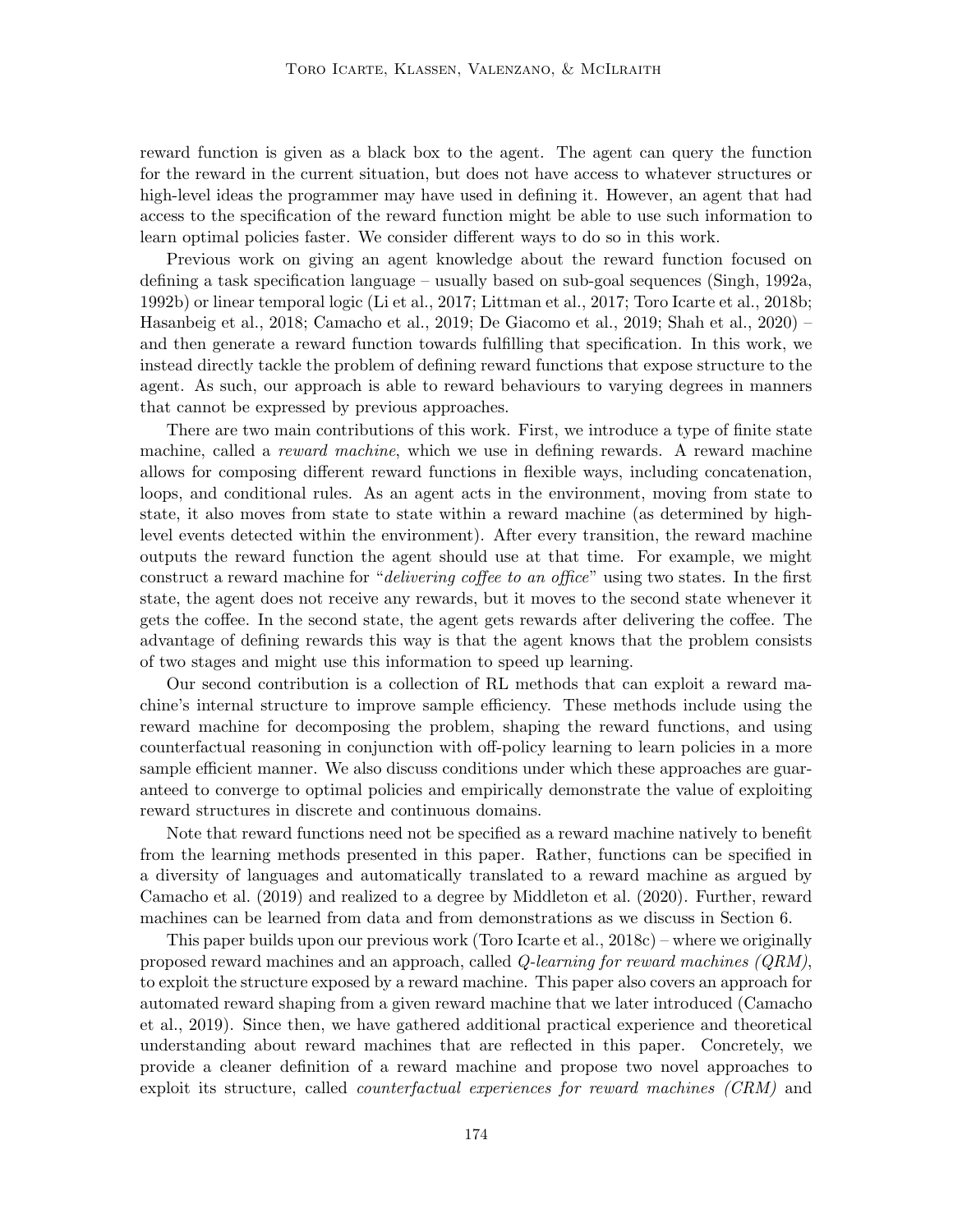reward function is given as a black box to the agent. The agent can query the function for the reward in the current situation, but does not have access to whatever structures or high-level ideas the programmer may have used in defining it. However, an agent that had access to the specification of the reward function might be able to use such information to learn optimal policies faster. We consider different ways to do so in this work.

Previous work on giving an agent knowledge about the reward function focused on defining a task specification language – usually based on sub-goal sequences (Singh, 1992a, 1992b) or linear temporal logic (Li et al., 2017; Littman et al., 2017; Toro Icarte et al., 2018b; Hasanbeig et al., 2018; Camacho et al., 2019; De Giacomo et al., 2019; Shah et al., 2020) – and then generate a reward function towards fulfilling that specification. In this work, we instead directly tackle the problem of defining reward functions that expose structure to the agent. As such, our approach is able to reward behaviours to varying degrees in manners that cannot be expressed by previous approaches.

There are two main contributions of this work. First, we introduce a type of finite state machine, called a *reward machine*, which we use in defining rewards. A reward machine allows for composing different reward functions in flexible ways, including concatenation, loops, and conditional rules. As an agent acts in the environment, moving from state to state, it also moves from state to state within a reward machine (as determined by high-level events detected within the environment). After every transition, the reward machine outputs the reward function the agent should use at that time. For example, we might construct a reward machine for "*delivering coffee to an office*" using two states. In the first state, the agent does not receive any rewards, but it moves to the second state whenever it gets the coffee. In the second state, the agent gets rewards after delivering the coffee. The advantage of defining rewards this way is that the agent knows that the problem consists of two stages and might use this information to speed up learning.

Our second contribution is a collection of RL methods that can exploit a reward machine's internal structure to improve sample efficiency. These methods include using the reward machine for decomposing the problem, shaping the reward functions, and using counterfactual reasoning in conjunction with off-policy learning to learn policies in a more sample efficient manner. We also discuss conditions under which these approaches are guaranteed to converge to optimal policies and empirically demonstrate the value of exploiting reward structures in discrete and continuous domains.

Note that reward functions need not be specified as a reward machine natively to benefit from the learning methods presented in this paper. Rather, functions can be specified in a diversity of languages and automatically translated to a reward machine as argued by Camacho et al. (2019) and realized to a degree by Middleton et al. (2020). Further, reward machines can be learned from data and from demonstrations as we discuss in Section 6.

This paper builds upon our previous work (Toro Icarte et al., 2018c) – where we originally proposed reward machines and an approach, called *Q-learning for reward machines (QRM)*, to exploit the structure exposed by a reward machine. This paper also covers an approach for automated reward shaping from a given reward machine that we later introduced (Camacho et al., 2019). Since then, we have gathered additional practical experience and theoretical understanding about reward machines that are reflected in this paper. Concretely, we provide a cleaner definition of a reward machine and propose two novel approaches to exploit its structure, called *counterfactual experiences for reward machines (CRM)* and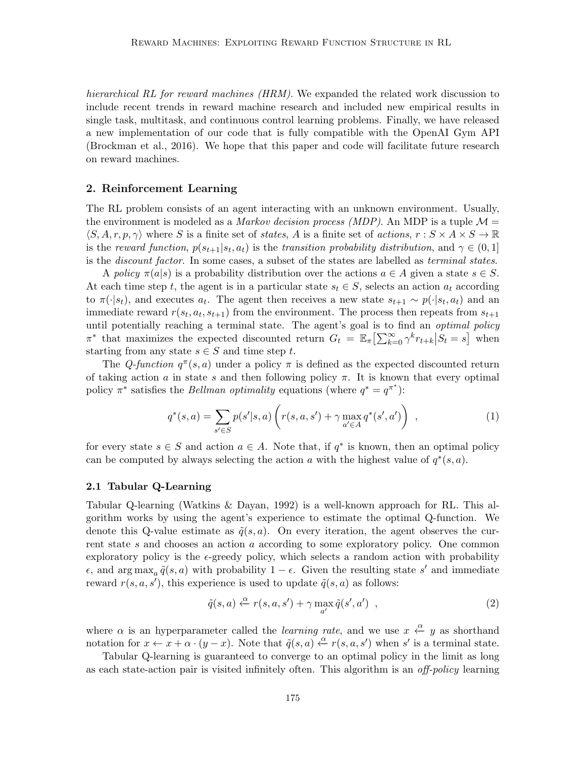*hierarchical RL for reward machines (HRM)*. We expanded the related work discussion to include recent trends in reward machine research and included new empirical results in single task, multitask, and continuous control learning problems. Finally, we have released a new implementation of our code that is fully compatible with the OpenAI Gym API (Brockman et al., 2016). We hope that this paper and code will facilitate future research on reward machines.

## 2. Reinforcement Learning

The RL problem consists of an agent interacting with an unknown environment. Usually, the environment is modeled as a *Markov decision process (MDP)*. An MDP is a tuple $\mathcal{M} = \langle S, A, r, p, \gamma \rangle$ where $S$ is a finite set of *states*, $A$ is a finite set of *actions*, $r : S \times A \times S \to \mathbb{R}$ is the *reward function*, $p(s_{t+1}|s_t, a_t)$ is the *transition probability distribution*, and $\gamma \in (0, 1]$ is the *discount factor*. In some cases, a subset of the states are labelled as *terminal states*.

A *policy* $\pi(a|s)$ is a probability distribution over the actions $a \in A$ given a state $s \in S$. At each time step $t$, the agent is in a particular state $s_t \in S$, selects an action $a_t$ according to $\pi(\cdot|s_t)$, and executes $a_t$. The agent then receives a new state $s_{t+1} \sim p(\cdot|s_t, a_t)$ and an immediate reward $r(s_t, a_t, s_{t+1})$ from the environment. The process then repeats from $s_{t+1}$ until potentially reaching a terminal state. The agent's goal is to find an *optimal policy* $\pi^*$ that maximizes the expected discounted return $G_t = \mathbb{E}_\pi\big[\sum_{k=0}^{\infty} \gamma^k r_{t+k} \big| S_t = s\big]$ when starting from any state $s \in S$ and time step $t$.

The *Q-function* $q^\pi(s, a)$ under a policy $\pi$ is defined as the expected discounted return of taking action $a$ in state $s$ and then following policy $\pi$. It is known that every optimal policy $\pi^*$ satisfies the *Bellman optimality* equations (where $q^* = q^{\pi^*}$):

$$q^*(s, a) = \sum_{s' \in S} p(s'|s, a) \left( r(s, a, s') + \gamma \max_{a' \in A} q^*(s', a') \right) \ , \tag{1}$$

for every state $s \in S$ and action $a \in A$. Note that, if $q^*$ is known, then an optimal policy can be computed by always selecting the action $a$ with the highest value of $q^*(s, a)$.

### 2.1 Tabular Q-Learning

Tabular Q-learning (Watkins & Dayan, 1992) is a well-known approach for RL. This algorithm works by using the agent's experience to estimate the optimal Q-function. We denote this Q-value estimate as $\tilde{q}(s, a)$. On every iteration, the agent observes the current state $s$ and chooses an action $a$ according to some exploratory policy. One common exploratory policy is the $\epsilon$-greedy policy, which selects a random action with probability $\epsilon$, and $\arg\max_a \tilde{q}(s, a)$ with probability $1 - \epsilon$. Given the resulting state $s'$ and immediate reward $r(s, a, s')$, this experience is used to update $\tilde{q}(s, a)$ as follows:

$$\tilde{q}(s, a) \xleftarrow{\alpha} r(s, a, s') + \gamma \max_{a'} \tilde{q}(s', a') \ , \tag{2}$$

where $\alpha$ is an hyperparameter called the *learning rate*, and we use $x \xleftarrow{\alpha} y$ as shorthand notation for $x \leftarrow x + \alpha \cdot (y - x)$. Note that $\tilde{q}(s, a) \xleftarrow{\alpha} r(s, a, s')$ when $s'$ is a terminal state.

Tabular Q-learning is guaranteed to converge to an optimal policy in the limit as long as each state-action pair is visited infinitely often. This algorithm is an *off-policy* learning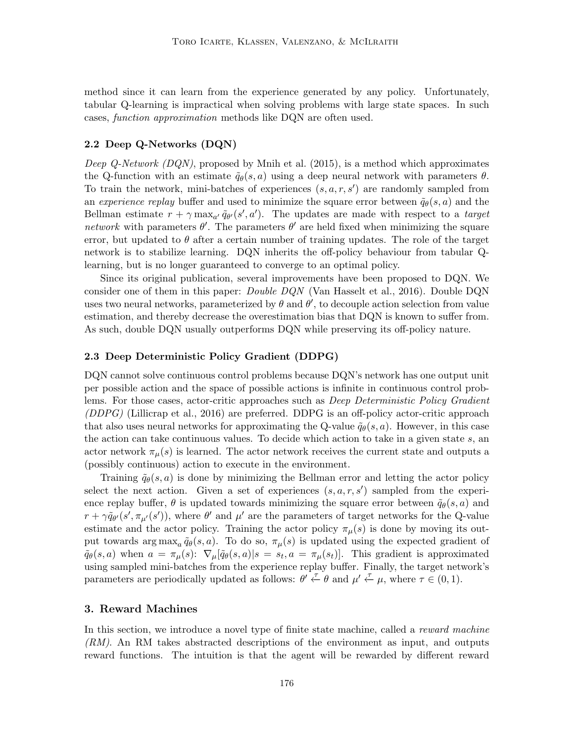method since it can learn from the experience generated by any policy. Unfortunately, tabular Q-learning is impractical when solving problems with large state spaces. In such cases, *function approximation* methods like DQN are often used.

### 2.2 Deep Q-Networks (DQN)

*Deep Q-Network (DQN)*, proposed by Mnih et al. (2015), is a method which approximates the Q-function with an estimate $\tilde{q}_\theta(s, a)$ using a deep neural network with parameters $\theta$. To train the network, mini-batches of experiences $(s, a, r, s')$ are randomly sampled from an *experience replay* buffer and used to minimize the square error between $\tilde{q}_\theta(s, a)$ and the Bellman estimate $r + \gamma \max_{a'} \tilde{q}_{\theta'}(s', a')$. The updates are made with respect to a *target network* with parameters $\theta'$. The parameters $\theta'$ are held fixed when minimizing the square error, but updated to $\theta$ after a certain number of training updates. The role of the target network is to stabilize learning. DQN inherits the off-policy behaviour from tabular Q-learning, but is no longer guaranteed to converge to an optimal policy.

Since its original publication, several improvements have been proposed to DQN. We consider one of them in this paper: *Double DQN* (Van Hasselt et al., 2016). Double DQN uses two neural networks, parameterized by $\theta$ and $\theta'$, to decouple action selection from value estimation, and thereby decrease the overestimation bias that DQN is known to suffer from. As such, double DQN usually outperforms DQN while preserving its off-policy nature.

### 2.3 Deep Deterministic Policy Gradient (DDPG)

DQN cannot solve continuous control problems because DQN's network has one output unit per possible action and the space of possible actions is infinite in continuous control problems. For those cases, actor-critic approaches such as *Deep Deterministic Policy Gradient (DDPG)* (Lillicrap et al., 2016) are preferred. DDPG is an off-policy actor-critic approach that also uses neural networks for approximating the Q-value $\tilde{q}_\theta(s, a)$. However, in this case the action can take continuous values. To decide which action to take in a given state $s$, an actor network $\pi_\mu(s)$ is learned. The actor network receives the current state and outputs a (possibly continuous) action to execute in the environment.

Training $\tilde{q}_\theta(s, a)$ is done by minimizing the Bellman error and letting the actor policy select the next action. Given a set of experiences $(s, a, r, s')$ sampled from the experience replay buffer, $\theta$ is updated towards minimizing the square error between $\tilde{q}_\theta(s, a)$ and $r + \gamma \tilde{q}_{\theta'}(s', \pi_{\mu'}(s'))$, where $\theta'$ and $\mu'$ are the parameters of target networks for the Q-value estimate and the actor policy. Training the actor policy $\pi_\mu(s)$ is done by moving its output towards $\arg\max_a \tilde{q}_\theta(s, a)$. To do so, $\pi_\mu(s)$ is updated using the expected gradient of $\tilde{q}_\theta(s, a)$ when $a = \pi_\mu(s)$: $\nabla_\mu[\tilde{q}_\theta(s, a)|s = s_t, a = \pi_\mu(s_t)]$. This gradient is approximated using sampled mini-batches from the experience replay buffer. Finally, the target network's parameters are periodically updated as follows: $\theta' \xleftarrow{\tau} \theta$ and $\mu' \xleftarrow{\tau} \mu$, where $\tau \in (0, 1)$.

## 3. Reward Machines

In this section, we introduce a novel type of finite state machine, called a *reward machine (RM)*. An RM takes abstracted descriptions of the environment as input, and outputs reward functions. The intuition is that the agent will be rewarded by different reward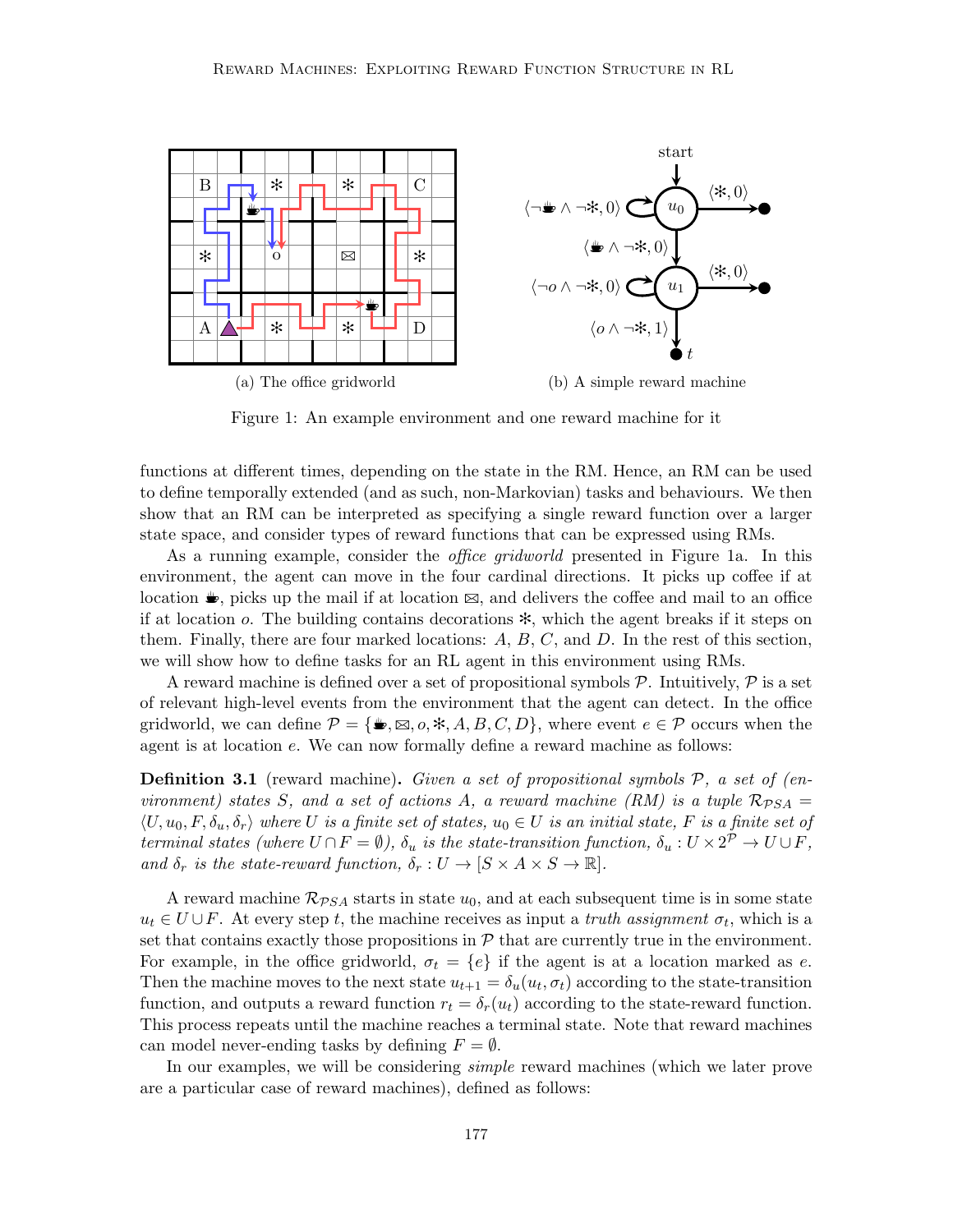(a) The office gridworld

(b) A simple reward machine

Figure 1: An example environment and one reward machine for it

functions at different times, depending on the state in the RM. Hence, an RM can be used to define temporally extended (and as such, non-Markovian) tasks and behaviours. We then show that an RM can be interpreted as specifying a single reward function over a larger state space, and consider types of reward functions that can be expressed using RMs.

As a running example, consider the *office gridworld* presented in Figure 1a. In this environment, the agent can move in the four cardinal directions. It picks up coffee if at location ☕, picks up the mail if at location ✉, and delivers the coffee and mail to an office if at location $o$. The building contains decorations ✻, which the agent breaks if it steps on them. Finally, there are four marked locations: $A$, $B$, $C$, and $D$. In the rest of this section, we will show how to define tasks for an RL agent in this environment using RMs.

A reward machine is defined over a set of propositional symbols $\mathcal{P}$. Intuitively, $\mathcal{P}$ is a set of relevant high-level events from the environment that the agent can detect. In the office gridworld, we can define $\mathcal{P} = \{☕, ✉, o, ✻, A, B, C, D\}$, where event $e \in \mathcal{P}$ occurs when the agent is at location $e$. We can now formally define a reward machine as follows:

**Definition 3.1** (reward machine)**.** *Given a set of propositional symbols $\mathcal{P}$, a set of (environment) states $S$, and a set of actions $A$, a reward machine (RM) is a tuple $\mathcal{R}_{\mathcal{P}SA} = \langle U, u_0, F, \delta_u, \delta_r \rangle$ where $U$ is a finite set of states, $u_0 \in U$ is an initial state, $F$ is a finite set of terminal states (where $U \cap F = \emptyset$), $\delta_u$ is the state-transition function, $\delta_u : U \times 2^{\mathcal{P}} \to U \cup F$, and $\delta_r$ is the state-reward function, $\delta_r : U \to [S \times A \times S \to \mathbb{R}]$.*

A reward machine $\mathcal{R}_{\mathcal{P}SA}$ starts in state $u_0$, and at each subsequent time is in some state $u_t \in U \cup F$. At every step $t$, the machine receives as input a *truth assignment* $\sigma_t$, which is a set that contains exactly those propositions in $\mathcal{P}$ that are currently true in the environment. For example, in the office gridworld, $\sigma_t = \{e\}$ if the agent is at a location marked as $e$. Then the machine moves to the next state $u_{t+1} = \delta_u(u_t, \sigma_t)$ according to the state-transition function, and outputs a reward function $r_t = \delta_r(u_t)$ according to the state-reward function. This process repeats until the machine reaches a terminal state. Note that reward machines can model never-ending tasks by defining $F = \emptyset$.

In our examples, we will be considering *simple* reward machines (which we later prove are a particular case of reward machines), defined as follows: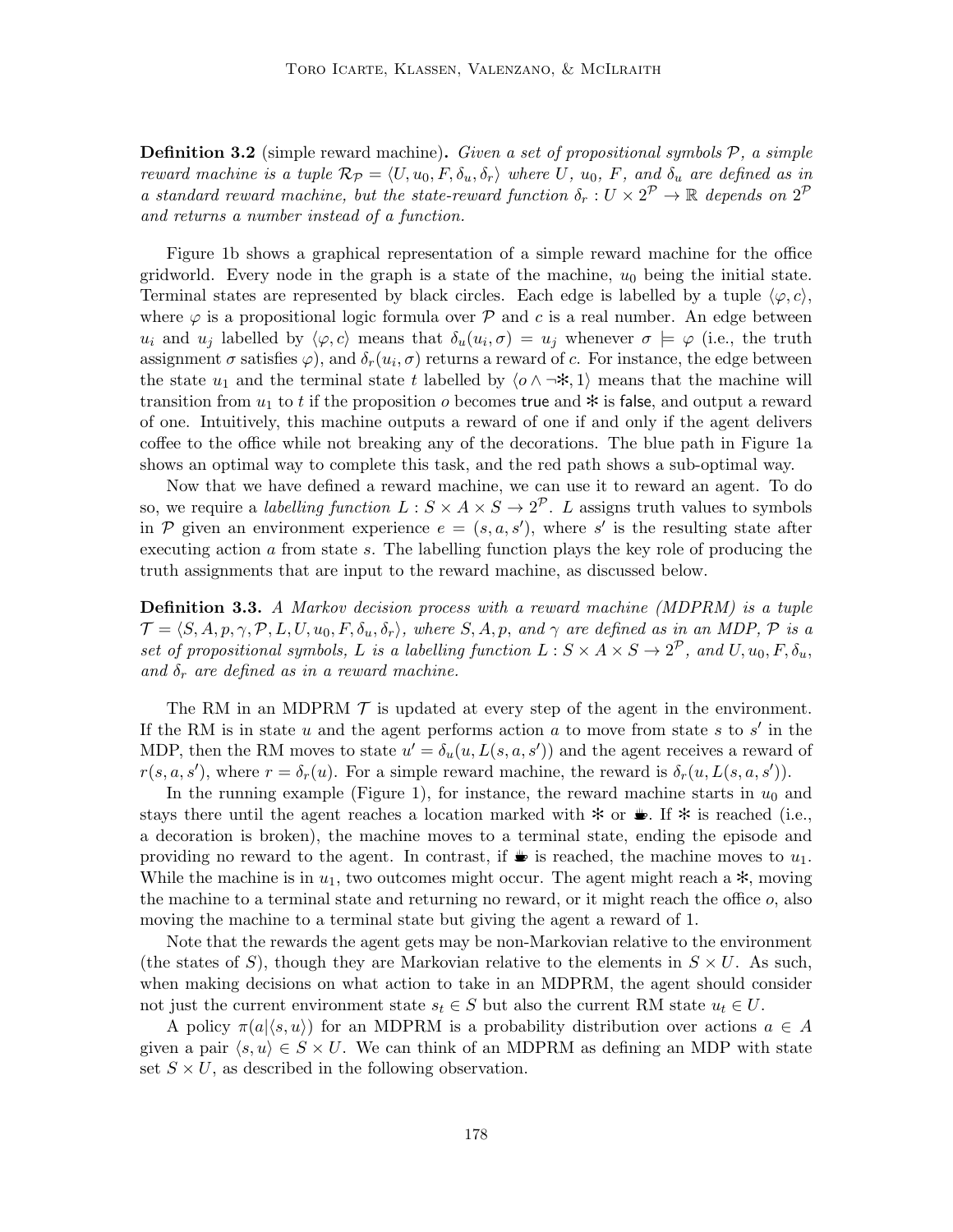**Definition 3.2** (simple reward machine)**.** *Given a set of propositional symbols $\mathcal{P}$, a simple reward machine is a tuple $\mathcal{R}_{\mathcal{P}} = \langle U, u_0, F, \delta_u, \delta_r \rangle$ where $U$, $u_0$, $F$, and $\delta_u$ are defined as in a standard reward machine, but the state-reward function $\delta_r : U \times 2^{\mathcal{P}} \to \mathbb{R}$ depends on $2^{\mathcal{P}}$ and returns a number instead of a function.*

Figure 1b shows a graphical representation of a simple reward machine for the office gridworld. Every node in the graph is a state of the machine, $u_0$ being the initial state. Terminal states are represented by black circles. Each edge is labelled by a tuple $\langle \varphi, c \rangle$, where $\varphi$ is a propositional logic formula over $\mathcal{P}$ and $c$ is a real number. An edge between $u_i$ and $u_j$ labelled by $\langle \varphi, c \rangle$ means that $\delta_u(u_i, \sigma) = u_j$ whenever $\sigma \models \varphi$ (i.e., the truth assignment $\sigma$ satisfies $\varphi$), and $\delta_r(u_i, \sigma)$ returns a reward of $c$. For instance, the edge between the state $u_1$ and the terminal state $t$ labelled by $\langle o \wedge \neg ✻, 1 \rangle$ means that the machine will transition from $u_1$ to $t$ if the proposition $o$ becomes true and ✻ is false, and output a reward of one. Intuitively, this machine outputs a reward of one if and only if the agent delivers coffee to the office while not breaking any of the decorations. The blue path in Figure 1a shows an optimal way to complete this task, and the red path shows a sub-optimal way.

Now that we have defined a reward machine, we can use it to reward an agent. To do so, we require a *labelling function* $L : S \times A \times S \to 2^{\mathcal{P}}$. $L$ assigns truth values to symbols in $\mathcal{P}$ given an environment experience $e = (s, a, s')$, where $s'$ is the resulting state after executing action $a$ from state $s$. The labelling function plays the key role of producing the truth assignments that are input to the reward machine, as discussed below.

**Definition 3.3.** *A Markov decision process with a reward machine (MDPRM) is a tuple $\mathcal{T} = \langle S, A, p, \gamma, \mathcal{P}, L, U, u_0, F, \delta_u, \delta_r \rangle$, where $S, A, p,$ and $\gamma$ are defined as in an MDP, $\mathcal{P}$ is a set of propositional symbols, $L$ is a labelling function $L : S \times A \times S \to 2^{\mathcal{P}}$, and $U, u_0, F, \delta_u,$ and $\delta_r$ are defined as in a reward machine.*

The RM in an MDPRM $\mathcal{T}$ is updated at every step of the agent in the environment. If the RM is in state $u$ and the agent performs action $a$ to move from state $s$ to $s'$ in the MDP, then the RM moves to state $u' = \delta_u(u, L(s, a, s'))$ and the agent receives a reward of $r(s, a, s')$, where $r = \delta_r(u)$. For a simple reward machine, the reward is $\delta_r(u, L(s, a, s'))$.

In the running example (Figure 1), for instance, the reward machine starts in $u_0$ and stays there until the agent reaches a location marked with ✻ or ☕. If ✻ is reached (i.e., a decoration is broken), the machine moves to a terminal state, ending the episode and providing no reward to the agent. In contrast, if ☕ is reached, the machine moves to $u_1$. While the machine is in $u_1$, two outcomes might occur. The agent might reach a ✻, moving the machine to a terminal state and returning no reward, or it might reach the office $o$, also moving the machine to a terminal state but giving the agent a reward of 1.

Note that the rewards the agent gets may be non-Markovian relative to the environment (the states of $S$), though they are Markovian relative to the elements in $S \times U$. As such, when making decisions on what action to take in an MDPRM, the agent should consider not just the current environment state $s_t \in S$ but also the current RM state $u_t \in U$.

A policy $\pi(a|\langle s, u \rangle)$ for an MDPRM is a probability distribution over actions $a \in A$ given a pair $\langle s, u \rangle \in S \times U$. We can think of an MDPRM as defining an MDP with state set $S \times U$, as described in the following observation.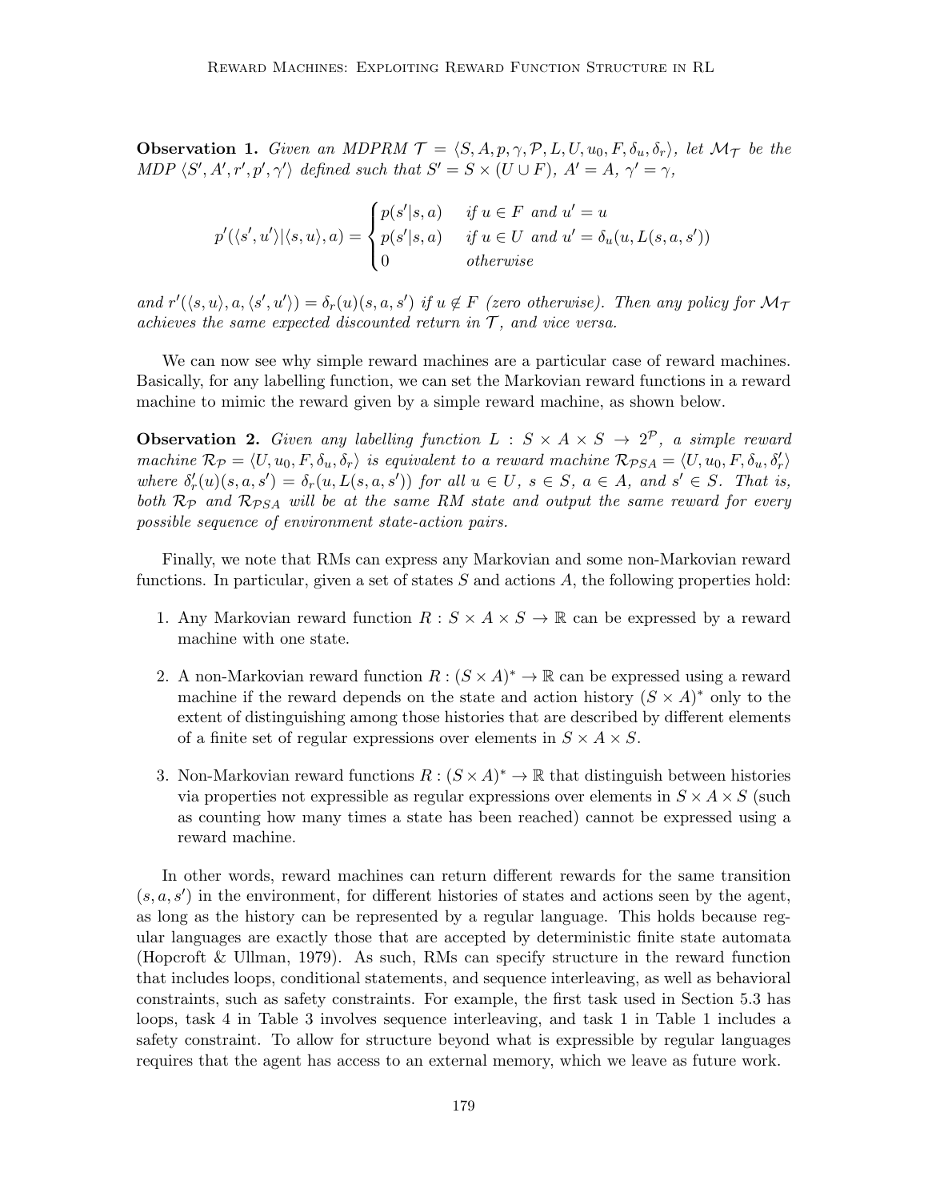**Observation 1.** *Given an MDPRM $\mathcal{T} = \langle S, A, p, \gamma, \mathcal{P}, L, U, u_0, F, \delta_u, \delta_r \rangle$, let $\mathcal{M}_\mathcal{T}$ be the MDP $\langle S', A', r', p', \gamma' \rangle$ defined such that $S' = S \times (U \cup F)$, $A' = A$, $\gamma' = \gamma$,*

$$p'(\langle s', u' \rangle | \langle s, u \rangle, a) = \begin{cases} p(s'|s,a) & \text{if } u \in F \text{ and } u' = u \\ p(s'|s,a) & \text{if } u \in U \text{ and } u' = \delta_u(u, L(s,a,s')) \\ 0 & \text{otherwise} \end{cases}$$

*and $r'(\langle s, u \rangle, a, \langle s', u' \rangle) = \delta_r(u)(s, a, s')$ if $u \notin F$ (zero otherwise). Then any policy for $\mathcal{M}_\mathcal{T}$ achieves the same expected discounted return in $\mathcal{T}$, and vice versa.*

We can now see why simple reward machines are a particular case of reward machines. Basically, for any labelling function, we can set the Markovian reward functions in a reward machine to mimic the reward given by a simple reward machine, as shown below.

**Observation 2.** *Given any labelling function $L : S \times A \times S \to 2^\mathcal{P}$, a simple reward machine $\mathcal{R}_\mathcal{P} = \langle U, u_0, F, \delta_u, \delta_r \rangle$ is equivalent to a reward machine $\mathcal{R}_{\mathcal{P}SA} = \langle U, u_0, F, \delta_u, \delta'_r \rangle$ where $\delta'_r(u)(s, a, s') = \delta_r(u, L(s, a, s'))$ for all $u \in U$, $s \in S$, $a \in A$, and $s' \in S$. That is, both $\mathcal{R}_\mathcal{P}$ and $\mathcal{R}_{\mathcal{P}SA}$ will be at the same RM state and output the same reward for every possible sequence of environment state-action pairs.*

Finally, we note that RMs can express any Markovian and some non-Markovian reward functions. In particular, given a set of states $S$ and actions $A$, the following properties hold:

1. Any Markovian reward function $R : S \times A \times S \to \mathbb{R}$ can be expressed by a reward machine with one state.
2. A non-Markovian reward function $R : (S \times A)^* \to \mathbb{R}$ can be expressed using a reward machine if the reward depends on the state and action history $(S \times A)^*$ only to the extent of distinguishing among those histories that are described by different elements of a finite set of regular expressions over elements in $S \times A \times S$.
3. Non-Markovian reward functions $R : (S \times A)^* \to \mathbb{R}$ that distinguish between histories via properties not expressible as regular expressions over elements in $S \times A \times S$ (such as counting how many times a state has been reached) cannot be expressed using a reward machine.

In other words, reward machines can return different rewards for the same transition $(s, a, s')$ in the environment, for different histories of states and actions seen by the agent, as long as the history can be represented by a regular language. This holds because regular languages are exactly those that are accepted by deterministic finite state automata (Hopcroft & Ullman, 1979). As such, RMs can specify structure in the reward function that includes loops, conditional statements, and sequence interleaving, as well as behavioral constraints, such as safety constraints. For example, the first task used in Section 5.3 has loops, task 4 in Table 3 involves sequence interleaving, and task 1 in Table 1 includes a safety constraint. To allow for structure beyond what is expressible by regular languages requires that the agent has access to an external memory, which we leave as future work.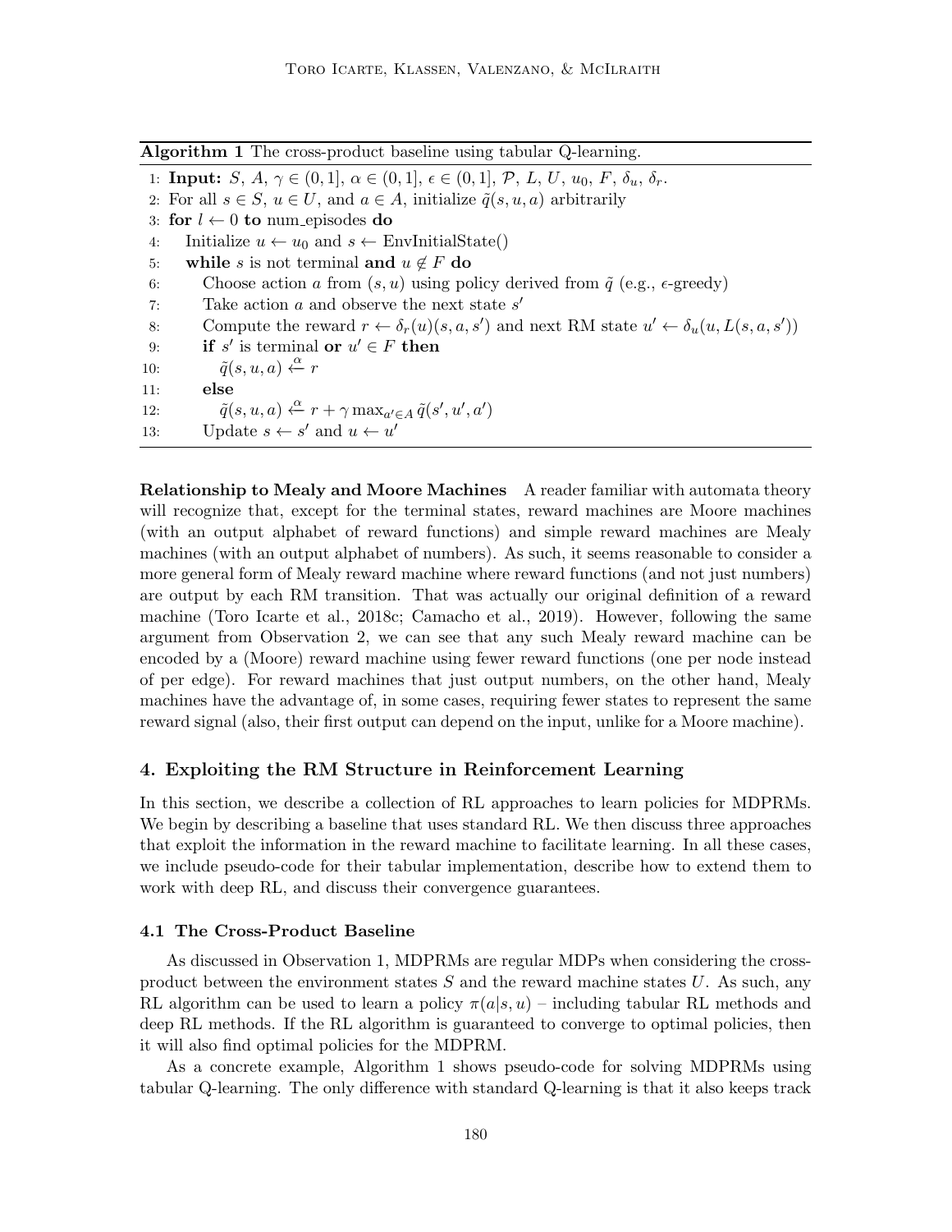**Algorithm 1** The cross-product baseline using tabular Q-learning.

```
1: Input: S, A, γ ∈ (0,1], α ∈ (0,1], ϵ ∈ (0,1], P, L, U, u_0, F, δ_u, δ_r.
2: For all s ∈ S, u ∈ U, and a ∈ A, initialize q̃(s,u,a) arbitrarily
3: for l ← 0 to num_episodes do
4:    Initialize u ← u_0 and s ← EnvInitialState()
5:    while s is not terminal and u ∉ F do
6:       Choose action a from (s,u) using policy derived from q̃ (e.g., ϵ-greedy)
7:       Take action a and observe the next state s'
8:       Compute the reward r ← δ_r(u)(s,a,s') and next RM state u' ← δ_u(u, L(s,a,s'))
9:       if s' is terminal or u' ∈ F then
10:         q̃(s,u,a) ←α r
11:      else
12:         q̃(s,u,a) ←α r + γ max_{a'∈A} q̃(s',u',a')
13:      Update s ← s' and u ← u'
```

**Relationship to Mealy and Moore Machines** A reader familiar with automata theory will recognize that, except for the terminal states, reward machines are Moore machines (with an output alphabet of reward functions) and simple reward machines are Mealy machines (with an output alphabet of numbers). As such, it seems reasonable to consider a more general form of Mealy reward machine where reward functions (and not just numbers) are output by each RM transition. That was actually our original definition of a reward machine (Toro Icarte et al., 2018c; Camacho et al., 2019). However, following the same argument from Observation 2, we can see that any such Mealy reward machine can be encoded by a (Moore) reward machine using fewer reward functions (one per node instead of per edge). For reward machines that just output numbers, on the other hand, Mealy machines have the advantage of, in some cases, requiring fewer states to represent the same reward signal (also, their first output can depend on the input, unlike for a Moore machine).

## 4. Exploiting the RM Structure in Reinforcement Learning

In this section, we describe a collection of RL approaches to learn policies for MDPRMs. We begin by describing a baseline that uses standard RL. We then discuss three approaches that exploit the information in the reward machine to facilitate learning. In all these cases, we include pseudo-code for their tabular implementation, describe how to extend them to work with deep RL, and discuss their convergence guarantees.

### 4.1 The Cross-Product Baseline

As discussed in Observation 1, MDPRMs are regular MDPs when considering the cross-product between the environment states $S$ and the reward machine states $U$. As such, any RL algorithm can be used to learn a policy $\pi(a|s,u)$ – including tabular RL methods and deep RL methods. If the RL algorithm is guaranteed to converge to optimal policies, then it will also find optimal policies for the MDPRM.

As a concrete example, Algorithm 1 shows pseudo-code for solving MDPRMs using tabular Q-learning. The only difference with standard Q-learning is that it also keeps track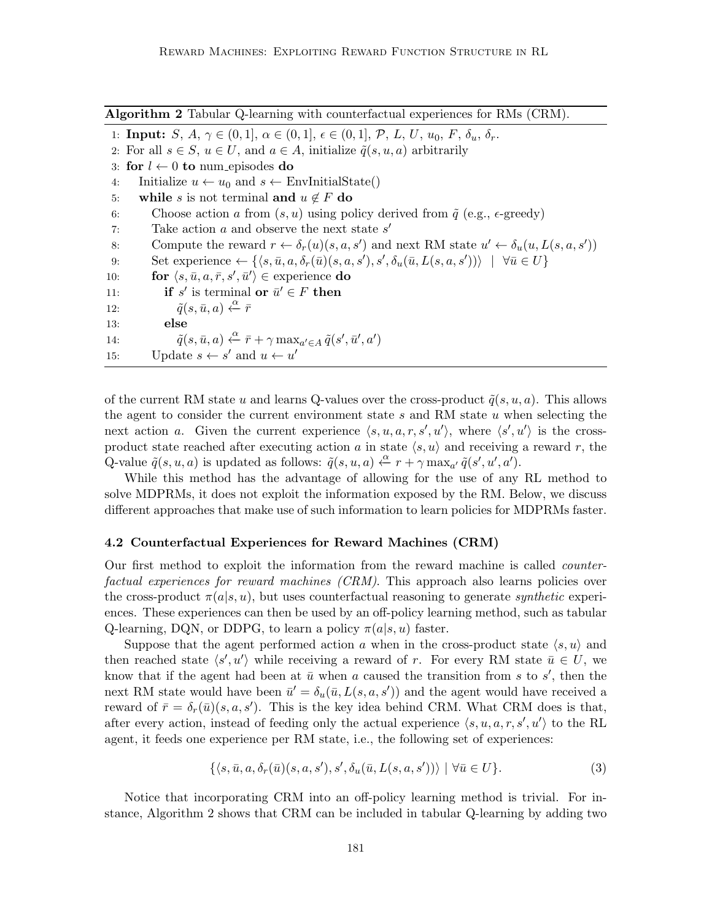**Algorithm 2** Tabular Q-learning with counterfactual experiences for RMs (CRM).

```
1:  Input: S, A, γ ∈ (0,1], α ∈ (0,1], ε ∈ (0,1], P, L, U, u_0, F, δ_u, δ_r.
2:  For all s ∈ S, u ∈ U, and a ∈ A, initialize q̃(s,u,a) arbitrarily
3:  for l ← 0 to num_episodes do
4:      Initialize u ← u_0 and s ← EnvInitialState()
5:      while s is not terminal and u ∉ F do
6:          Choose action a from (s,u) using policy derived from q̃ (e.g., ε-greedy)
7:          Take action a and observe the next state s'
8:          Compute the reward r ← δ_r(u)(s,a,s') and next RM state u' ← δ_u(u, L(s,a,s'))
9:          Set experience ← {⟨s, ū, a, δ_r(ū)(s,a,s'), s', δ_u(ū, L(s,a,s'))⟩ | ∀ū ∈ U}
10:         for ⟨s, ū, a, r̄, s', ū'⟩ ∈ experience do
11:             if s' is terminal or ū' ∈ F then
12:                 q̃(s,ū,a) ←α r̄
13:             else
14:                 q̃(s,ū,a) ←α r̄ + γ max_{a'∈A} q̃(s',ū',a')
15:         Update s ← s' and u ← u'
```

of the current RM state $u$ and learns Q-values over the cross-product $\tilde{q}(s, u, a)$. This allows the agent to consider the current environment state $s$ and RM state $u$ when selecting the next action $a$. Given the current experience $\langle s, u, a, r, s', u' \rangle$, where $\langle s', u' \rangle$ is the cross-product state reached after executing action $a$ in state $\langle s, u \rangle$ and receiving a reward $r$, the Q-value $\tilde{q}(s, u, a)$ is updated as follows: $\tilde{q}(s, u, a) \xleftarrow{\alpha} r + \gamma \max_{a'} \tilde{q}(s', u', a')$.

While this method has the advantage of allowing for the use of any RL method to solve MDPRMs, it does not exploit the information exposed by the RM. Below, we discuss different approaches that make use of such information to learn policies for MDPRMs faster.

### 4.2 Counterfactual Experiences for Reward Machines (CRM)

Our first method to exploit the information from the reward machine is called *counterfactual experiences for reward machines (CRM)*. This approach also learns policies over the cross-product $\pi(a|s, u)$, but uses counterfactual reasoning to generate *synthetic* experiences. These experiences can then be used by an off-policy learning method, such as tabular Q-learning, DQN, or DDPG, to learn a policy $\pi(a|s, u)$ faster.

Suppose that the agent performed action $a$ when in the cross-product state $\langle s, u \rangle$ and then reached state $\langle s', u' \rangle$ while receiving a reward of $r$. For every RM state $\bar{u} \in U$, we know that if the agent had been at $\bar{u}$ when $a$ caused the transition from $s$ to $s'$, then the next RM state would have been $\bar{u}' = \delta_u(\bar{u}, L(s, a, s'))$ and the agent would have received a reward of $\bar{r} = \delta_r(\bar{u})(s, a, s')$. This is the key idea behind CRM. What CRM does is that, after every action, instead of feeding only the actual experience $\langle s, u, a, r, s', u' \rangle$ to the RL agent, it feeds one experience per RM state, i.e., the following set of experiences:

$$\{\langle s, \bar{u}, a, \delta_r(\bar{u})(s, a, s'), s', \delta_u(\bar{u}, L(s, a, s')) \rangle \mid \forall \bar{u} \in U\}. \tag{3}$$

Notice that incorporating CRM into an off-policy learning method is trivial. For instance, Algorithm 2 shows that CRM can be included in tabular Q-learning by adding two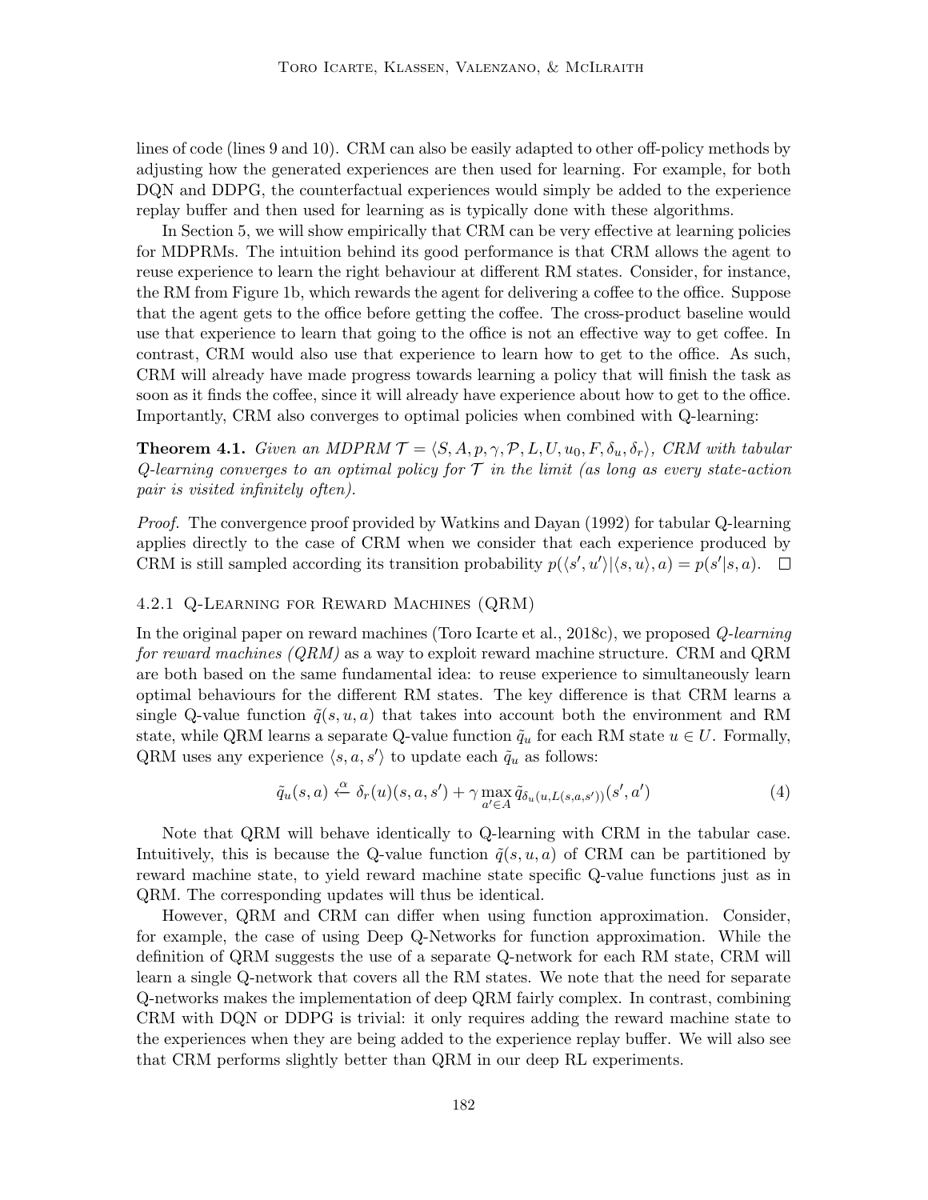lines of code (lines 9 and 10). CRM can also be easily adapted to other off-policy methods by adjusting how the generated experiences are then used for learning. For example, for both DQN and DDPG, the counterfactual experiences would simply be added to the experience replay buffer and then used for learning as is typically done with these algorithms.

In Section 5, we will show empirically that CRM can be very effective at learning policies for MDPRMs. The intuition behind its good performance is that CRM allows the agent to reuse experience to learn the right behaviour at different RM states. Consider, for instance, the RM from Figure 1b, which rewards the agent for delivering a coffee to the office. Suppose that the agent gets to the office before getting the coffee. The cross-product baseline would use that experience to learn that going to the office is not an effective way to get coffee. In contrast, CRM would also use that experience to learn how to get to the office. As such, CRM will already have made progress towards learning a policy that will finish the task as soon as it finds the coffee, since it will already have experience about how to get to the office. Importantly, CRM also converges to optimal policies when combined with Q-learning:

**Theorem 4.1.** *Given an MDPRM $\mathcal{T} = \langle S, A, p, \gamma, \mathcal{P}, L, U, u_0, F, \delta_u, \delta_r \rangle$, CRM with tabular Q-learning converges to an optimal policy for $\mathcal{T}$ in the limit (as long as every state-action pair is visited infinitely often).*

*Proof.* The convergence proof provided by Watkins and Dayan (1992) for tabular Q-learning applies directly to the case of CRM when we consider that each experience produced by CRM is still sampled according its transition probability $p(\langle s', u' \rangle | \langle s, u \rangle, a) = p(s'|s, a)$. □

#### 4.2.1 Q-Learning for Reward Machines (QRM)

In the original paper on reward machines (Toro Icarte et al., 2018c), we proposed *Q-learning for reward machines (QRM)* as a way to exploit reward machine structure. CRM and QRM are both based on the same fundamental idea: to reuse experience to simultaneously learn optimal behaviours for the different RM states. The key difference is that CRM learns a single Q-value function $\tilde{q}(s, u, a)$ that takes into account both the environment and RM state, while QRM learns a separate Q-value function $\tilde{q}_u$ for each RM state $u \in U$. Formally, QRM uses any experience $\langle s, a, s' \rangle$ to update each $\tilde{q}_u$ as follows:

$$\tilde{q}_u(s, a) \xleftarrow{\alpha} \delta_r(u)(s, a, s') + \gamma \max_{a' \in A} \tilde{q}_{\delta_u(u, L(s,a,s'))}(s', a') \tag{4}$$

Note that QRM will behave identically to Q-learning with CRM in the tabular case. Intuitively, this is because the Q-value function $\tilde{q}(s, u, a)$ of CRM can be partitioned by reward machine state, to yield reward machine state specific Q-value functions just as in QRM. The corresponding updates will thus be identical.

However, QRM and CRM can differ when using function approximation. Consider, for example, the case of using Deep Q-Networks for function approximation. While the definition of QRM suggests the use of a separate Q-network for each RM state, CRM will learn a single Q-network that covers all the RM states. We note that the need for separate Q-networks makes the implementation of deep QRM fairly complex. In contrast, combining CRM with DQN or DDPG is trivial: it only requires adding the reward machine state to the experiences when they are being added to the experience replay buffer. We will also see that CRM performs slightly better than QRM in our deep RL experiments.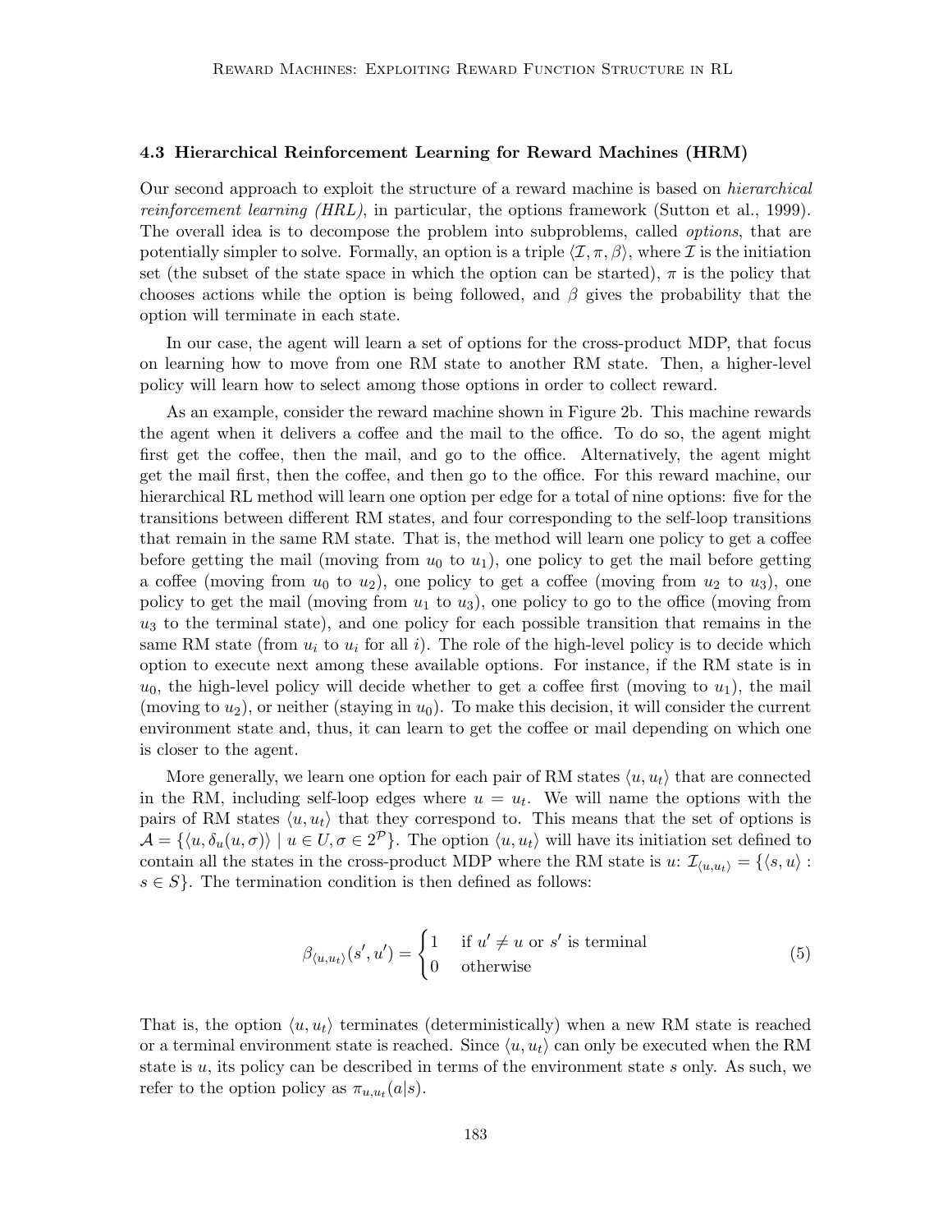### 4.3 Hierarchical Reinforcement Learning for Reward Machines (HRM)

Our second approach to exploit the structure of a reward machine is based on *hierarchical reinforcement learning (HRL)*, in particular, the options framework (Sutton et al., 1999). The overall idea is to decompose the problem into subproblems, called *options*, that are potentially simpler to solve. Formally, an option is a triple $\langle \mathcal{I}, \pi, \beta \rangle$, where $\mathcal{I}$ is the initiation set (the subset of the state space in which the option can be started), $\pi$ is the policy that chooses actions while the option is being followed, and $\beta$ gives the probability that the option will terminate in each state.

In our case, the agent will learn a set of options for the cross-product MDP, that focus on learning how to move from one RM state to another RM state. Then, a higher-level policy will learn how to select among those options in order to collect reward.

As an example, consider the reward machine shown in Figure 2b. This machine rewards the agent when it delivers a coffee and the mail to the office. To do so, the agent might first get the coffee, then the mail, and go to the office. Alternatively, the agent might get the mail first, then the coffee, and then go to the office. For this reward machine, our hierarchical RL method will learn one option per edge for a total of nine options: five for the transitions between different RM states, and four corresponding to the self-loop transitions that remain in the same RM state. That is, the method will learn one policy to get a coffee before getting the mail (moving from $u_0$ to $u_1$), one policy to get the mail before getting a coffee (moving from $u_0$ to $u_2$), one policy to get a coffee (moving from $u_2$ to $u_3$), one policy to get the mail (moving from $u_1$ to $u_3$), one policy to go to the office (moving from $u_3$ to the terminal state), and one policy for each possible transition that remains in the same RM state (from $u_i$ to $u_i$ for all $i$). The role of the high-level policy is to decide which option to execute next among these available options. For instance, if the RM state is in $u_0$, the high-level policy will decide whether to get a coffee first (moving to $u_1$), the mail (moving to $u_2$), or neither (staying in $u_0$). To make this decision, it will consider the current environment state and, thus, it can learn to get the coffee or mail depending on which one is closer to the agent.

More generally, we learn one option for each pair of RM states $\langle u, u_t \rangle$ that are connected in the RM, including self-loop edges where $u = u_t$. We will name the options with the pairs of RM states $\langle u, u_t \rangle$ that they correspond to. This means that the set of options is $\mathcal{A} = \{\langle u, \delta_u(u, \sigma) \rangle \mid u \in U, \sigma \in 2^{\mathcal{P}}\}$. The option $\langle u, u_t \rangle$ will have its initiation set defined to contain all the states in the cross-product MDP where the RM state is $u$: $\mathcal{I}_{\langle u, u_t \rangle} = \{\langle s, u \rangle : s \in S\}$. The termination condition is then defined as follows:

$$\beta_{\langle u, u_t \rangle}(s', u') = \begin{cases} 1 & \text{if } u' \neq u \text{ or } s' \text{ is terminal} \\ 0 & \text{otherwise} \end{cases} \tag{5}$$

That is, the option $\langle u, u_t \rangle$ terminates (deterministically) when a new RM state is reached or a terminal environment state is reached. Since $\langle u, u_t \rangle$ can only be executed when the RM state is $u$, its policy can be described in terms of the environment state $s$ only. As such, we refer to the option policy as $\pi_{u, u_t}(a|s)$.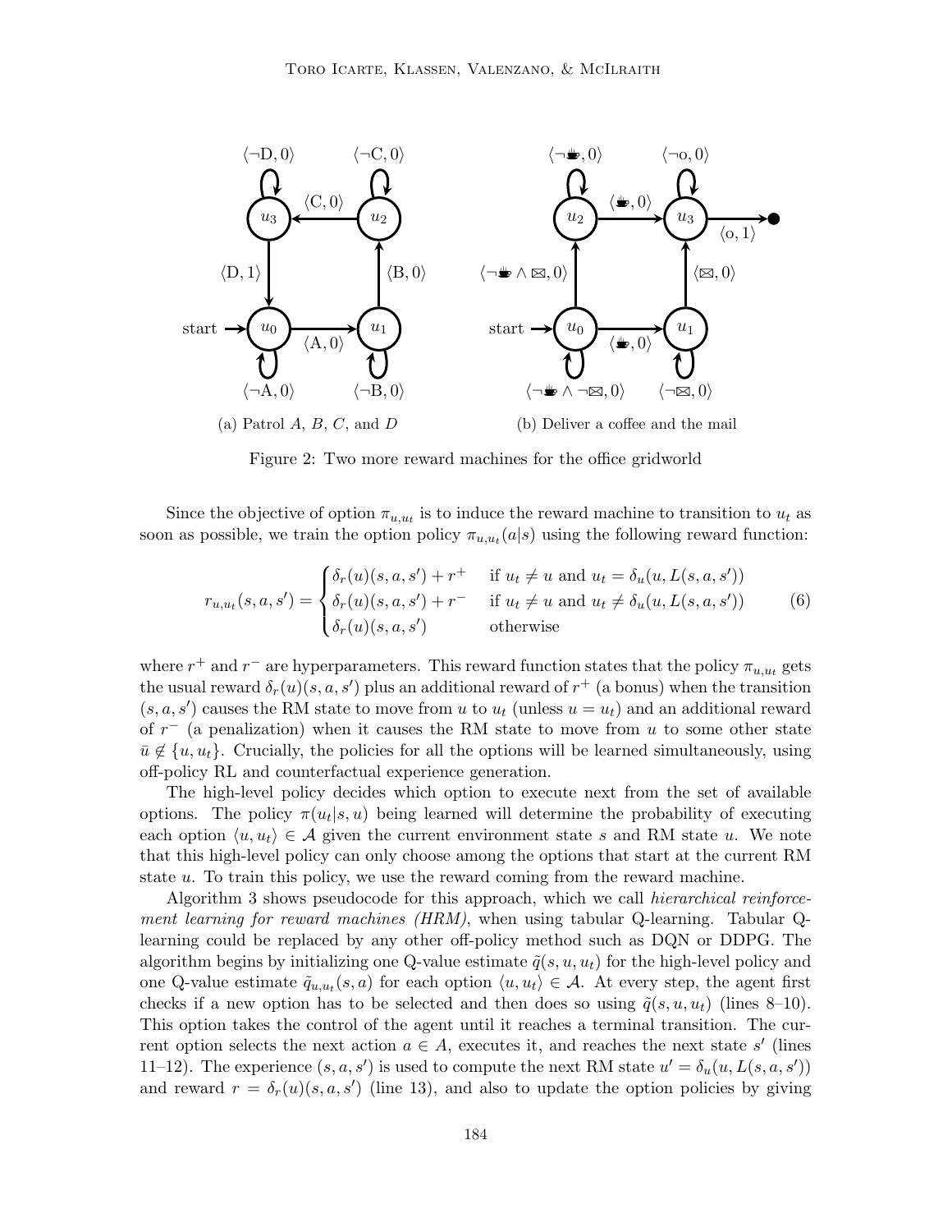(a) Patrol $A$, $B$, $C$, and $D$

(b) Deliver a coffee and the mail

Figure 2: Two more reward machines for the office gridworld

Since the objective of option $\pi_{u,u_t}$ is to induce the reward machine to transition to $u_t$ as soon as possible, we train the option policy $\pi_{u,u_t}(a|s)$ using the following reward function:

$$
r_{u,u_t}(s, a, s') = \begin{cases} \delta_r(u)(s, a, s') + r^+ & \text{if } u_t \neq u \text{ and } u_t = \delta_u(u, L(s, a, s')) \\ \delta_r(u)(s, a, s') + r^- & \text{if } u_t \neq u \text{ and } u_t \neq \delta_u(u, L(s, a, s')) \\ \delta_r(u)(s, a, s') & \text{otherwise} \end{cases} \tag{6}
$$

where $r^+$ and $r^-$ are hyperparameters. This reward function states that the policy $\pi_{u,u_t}$ gets the usual reward $\delta_r(u)(s, a, s')$ plus an additional reward of $r^+$ (a bonus) when the transition $(s, a, s')$ causes the RM state to move from $u$ to $u_t$ (unless $u = u_t$) and an additional reward of $r^-$ (a penalization) when it causes the RM state to move from $u$ to some other state $\bar{u} \notin \{u, u_t\}$. Crucially, the policies for all the options will be learned simultaneously, using off-policy RL and counterfactual experience generation.

The high-level policy decides which option to execute next from the set of available options. The policy $\pi(u_t|s, u)$ being learned will determine the probability of executing each option $\langle u, u_t \rangle \in \mathcal{A}$ given the current environment state $s$ and RM state $u$. We note that this high-level policy can only choose among the options that start at the current RM state $u$. To train this policy, we use the reward coming from the reward machine.

Algorithm 3 shows pseudocode for this approach, which we call *hierarchical reinforcement learning for reward machines (HRM)*, when using tabular Q-learning. Tabular Q-learning could be replaced by any other off-policy method such as DQN or DDPG. The algorithm begins by initializing one Q-value estimate $\tilde{q}(s, u, u_t)$ for the high-level policy and one Q-value estimate $\tilde{q}_{u,u_t}(s, a)$ for each option $\langle u, u_t \rangle \in \mathcal{A}$. At every step, the agent first checks if a new option has to be selected and then does so using $\tilde{q}(s, u, u_t)$ (lines 8–10). This option takes the control of the agent until it reaches a terminal transition. The current option selects the next action $a \in A$, executes it, and reaches the next state $s'$ (lines 11–12). The experience $(s, a, s')$ is used to compute the next RM state $u' = \delta_u(u, L(s, a, s'))$ and reward $r = \delta_r(u)(s, a, s')$ (line 13), and also to update the option policies by giving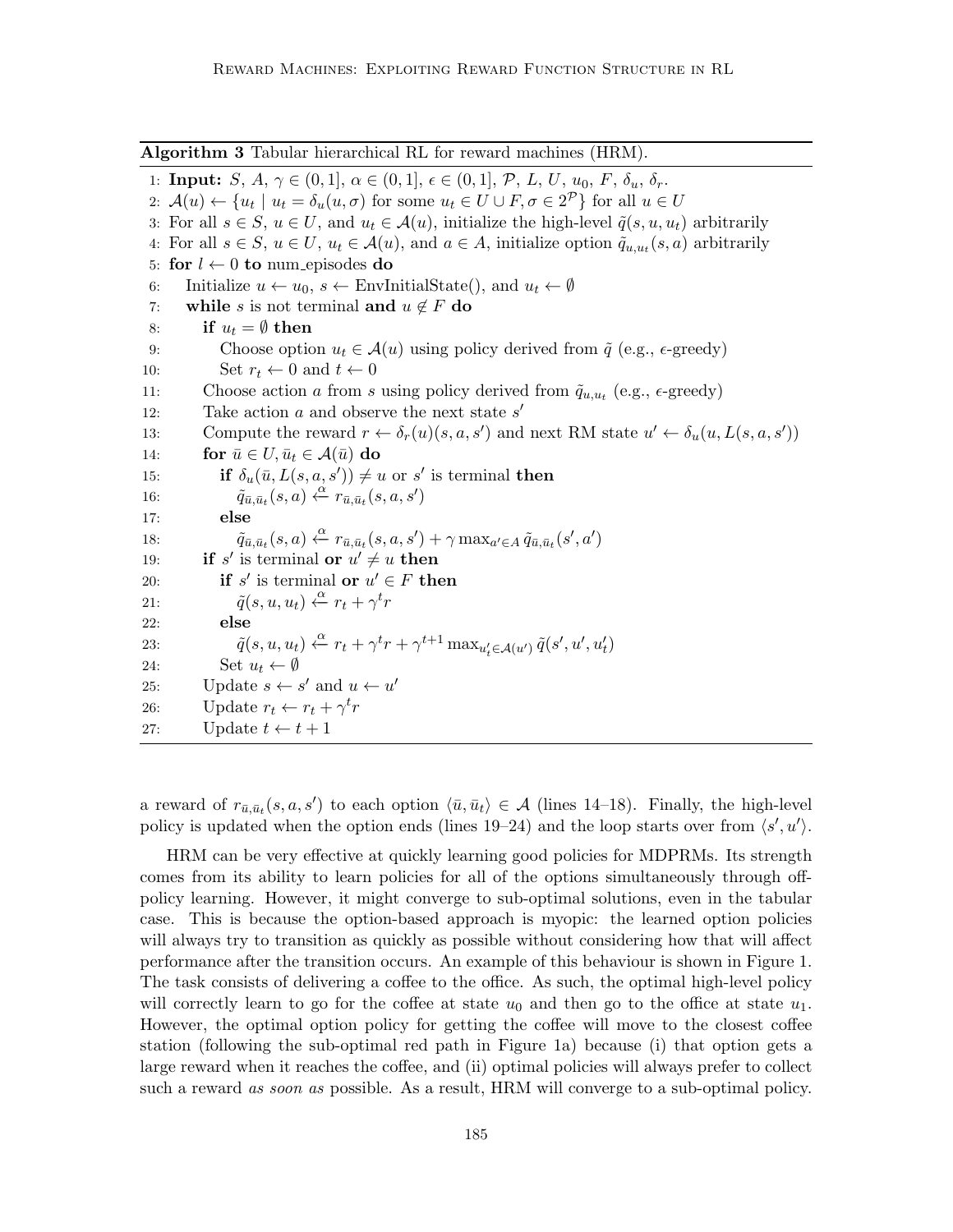**Algorithm 3** Tabular hierarchical RL for reward machines (HRM).

```
1: Input: S, A, γ ∈ (0,1], α ∈ (0,1], ε ∈ (0,1], 𝒫, L, U, u_0, F, δ_u, δ_r.
2: 𝒜(u) ← {u_t | u_t = δ_u(u, σ) for some u_t ∈ U ∪ F, σ ∈ 2^𝒫} for all u ∈ U
3: For all s ∈ S, u ∈ U, and u_t ∈ 𝒜(u), initialize the high-level q̃(s, u, u_t) arbitrarily
4: For all s ∈ S, u ∈ U, u_t ∈ 𝒜(u), and a ∈ A, initialize option q̃_{u,u_t}(s, a) arbitrarily
5: for l ← 0 to num_episodes do
6:    Initialize u ← u_0, s ← EnvInitialState(), and u_t ← ∅
7:    while s is not terminal and u ∉ F do
8:       if u_t = ∅ then
9:          Choose option u_t ∈ 𝒜(u) using policy derived from q̃ (e.g., ε-greedy)
10:         Set r_t ← 0 and t ← 0
11:      Choose action a from s using policy derived from q̃_{u,u_t} (e.g., ε-greedy)
12:      Take action a and observe the next state s'
13:      Compute the reward r ← δ_r(u)(s, a, s') and next RM state u' ← δ_u(u, L(s, a, s'))
14:      for ū ∈ U, ū_t ∈ 𝒜(ū) do
15:         if δ_u(ū, L(s, a, s')) ≠ u or s' is terminal then
16:            q̃_{ū,ū_t}(s, a) ←α r_{ū,ū_t}(s, a, s')
17:         else
18:            q̃_{ū,ū_t}(s, a) ←α r_{ū,ū_t}(s, a, s') + γ max_{a'∈A} q̃_{ū,ū_t}(s', a')
19:      if s' is terminal or u' ≠ u then
20:         if s' is terminal or u' ∈ F then
21:            q̃(s, u, u_t) ←α r_t + γ^t r
22:         else
23:            q̃(s, u, u_t) ←α r_t + γ^t r + γ^{t+1} max_{u'_t∈𝒜(u')} q̃(s', u', u'_t)
24:         Set u_t ← ∅
25:      Update s ← s' and u ← u'
26:      Update r_t ← r_t + γ^t r
27:      Update t ← t + 1
```

a reward of $r_{\bar{u},\bar{u}_t}(s, a, s')$ to each option $\langle \bar{u}, \bar{u}_t \rangle \in \mathcal{A}$ (lines 14–18). Finally, the high-level policy is updated when the option ends (lines 19–24) and the loop starts over from $\langle s', u' \rangle$.

HRM can be very effective at quickly learning good policies for MDPRMs. Its strength comes from its ability to learn policies for all of the options simultaneously through off-policy learning. However, it might converge to sub-optimal solutions, even in the tabular case. This is because the option-based approach is myopic: the learned option policies will always try to transition as quickly as possible without considering how that will affect performance after the transition occurs. An example of this behaviour is shown in Figure 1. The task consists of delivering a coffee to the office. As such, the optimal high-level policy will correctly learn to go for the coffee at state $u_0$ and then go to the office at state $u_1$. However, the optimal option policy for getting the coffee will move to the closest coffee station (following the sub-optimal red path in Figure 1a) because (i) that option gets a large reward when it reaches the coffee, and (ii) optimal policies will always prefer to collect such a reward *as soon as* possible. As a result, HRM will converge to a sub-optimal policy.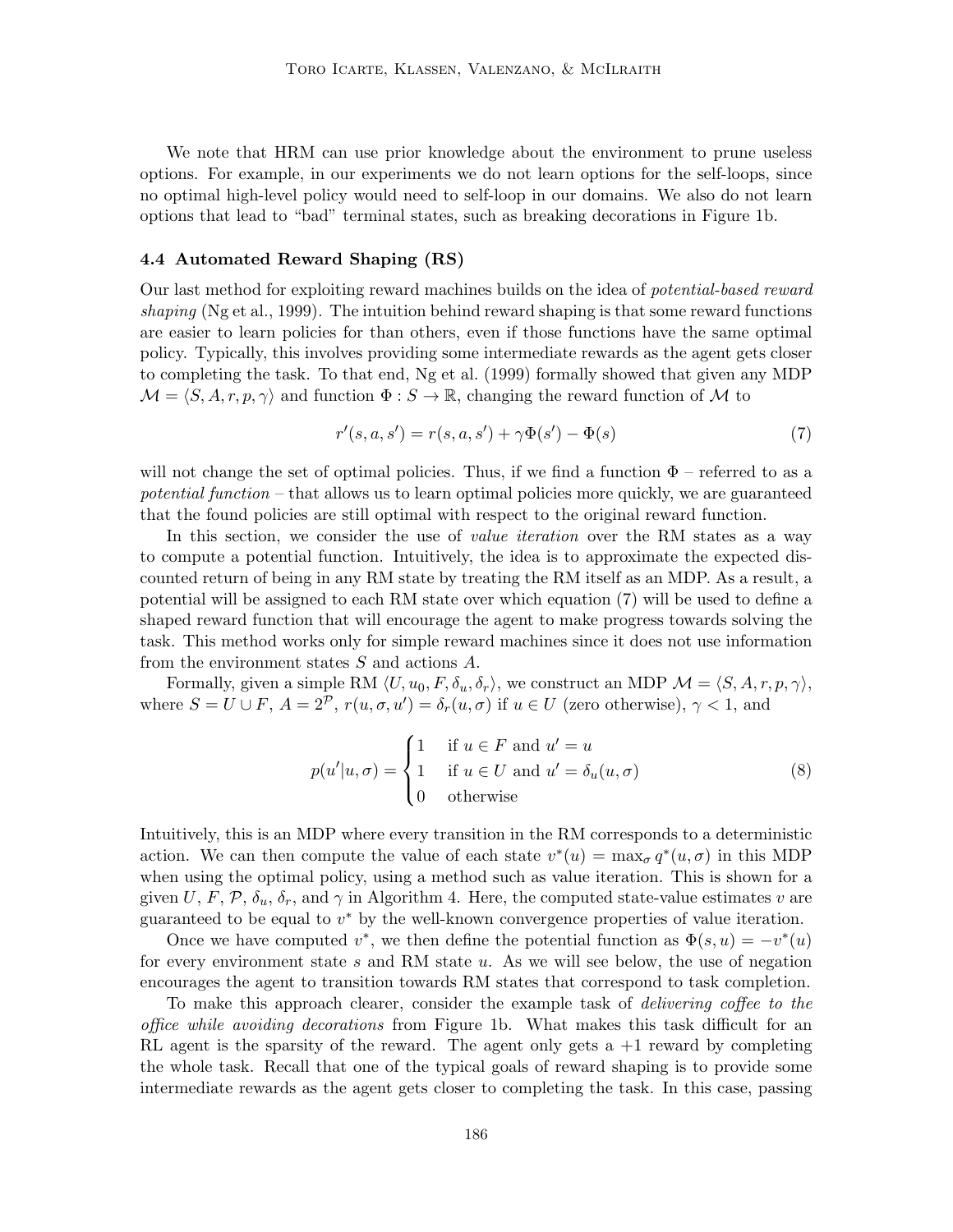We note that HRM can use prior knowledge about the environment to prune useless options. For example, in our experiments we do not learn options for the self-loops, since no optimal high-level policy would need to self-loop in our domains. We also do not learn options that lead to "bad" terminal states, such as breaking decorations in Figure 1b.

### 4.4 Automated Reward Shaping (RS)

Our last method for exploiting reward machines builds on the idea of *potential-based reward shaping* (Ng et al., 1999). The intuition behind reward shaping is that some reward functions are easier to learn policies for than others, even if those functions have the same optimal policy. Typically, this involves providing some intermediate rewards as the agent gets closer to completing the task. To that end, Ng et al. (1999) formally showed that given any MDP $\mathcal{M} = \langle S, A, r, p, \gamma \rangle$ and function $\Phi : S \to \mathbb{R}$, changing the reward function of $\mathcal{M}$ to

$$r'(s, a, s') = r(s, a, s') + \gamma \Phi(s') - \Phi(s) \tag{7}$$

will not change the set of optimal policies. Thus, if we find a function $\Phi$ – referred to as a *potential function* – that allows us to learn optimal policies more quickly, we are guaranteed that the found policies are still optimal with respect to the original reward function.

In this section, we consider the use of *value iteration* over the RM states as a way to compute a potential function. Intuitively, the idea is to approximate the expected discounted return of being in any RM state by treating the RM itself as an MDP. As a result, a potential will be assigned to each RM state over which equation (7) will be used to define a shaped reward function that will encourage the agent to make progress towards solving the task. This method works only for simple reward machines since it does not use information from the environment states $S$ and actions $A$.

Formally, given a simple RM $\langle U, u_0, F, \delta_u, \delta_r \rangle$, we construct an MDP $\mathcal{M} = \langle S, A, r, p, \gamma \rangle$, where $S = U \cup F$, $A = 2^{\mathcal{P}}$, $r(u, \sigma, u') = \delta_r(u, \sigma)$ if $u \in U$ (zero otherwise), $\gamma < 1$, and

$$p(u'|u, \sigma) = \begin{cases} 1 & \text{if } u \in F \text{ and } u' = u \\ 1 & \text{if } u \in U \text{ and } u' = \delta_u(u, \sigma) \\ 0 & \text{otherwise} \end{cases} \tag{8}$$

Intuitively, this is an MDP where every transition in the RM corresponds to a deterministic action. We can then compute the value of each state $v^*(u) = \max_\sigma q^*(u, \sigma)$ in this MDP when using the optimal policy, using a method such as value iteration. This is shown for a given $U$, $F$, $\mathcal{P}$, $\delta_u$, $\delta_r$, and $\gamma$ in Algorithm 4. Here, the computed state-value estimates $v$ are guaranteed to be equal to $v^*$ by the well-known convergence properties of value iteration.

Once we have computed $v^*$, we then define the potential function as $\Phi(s, u) = -v^*(u)$ for every environment state $s$ and RM state $u$. As we will see below, the use of negation encourages the agent to transition towards RM states that correspond to task completion.

To make this approach clearer, consider the example task of *delivering coffee to the office while avoiding decorations* from Figure 1b. What makes this task difficult for an RL agent is the sparsity of the reward. The agent only gets a +1 reward by completing the whole task. Recall that one of the typical goals of reward shaping is to provide some intermediate rewards as the agent gets closer to completing the task. In this case, passing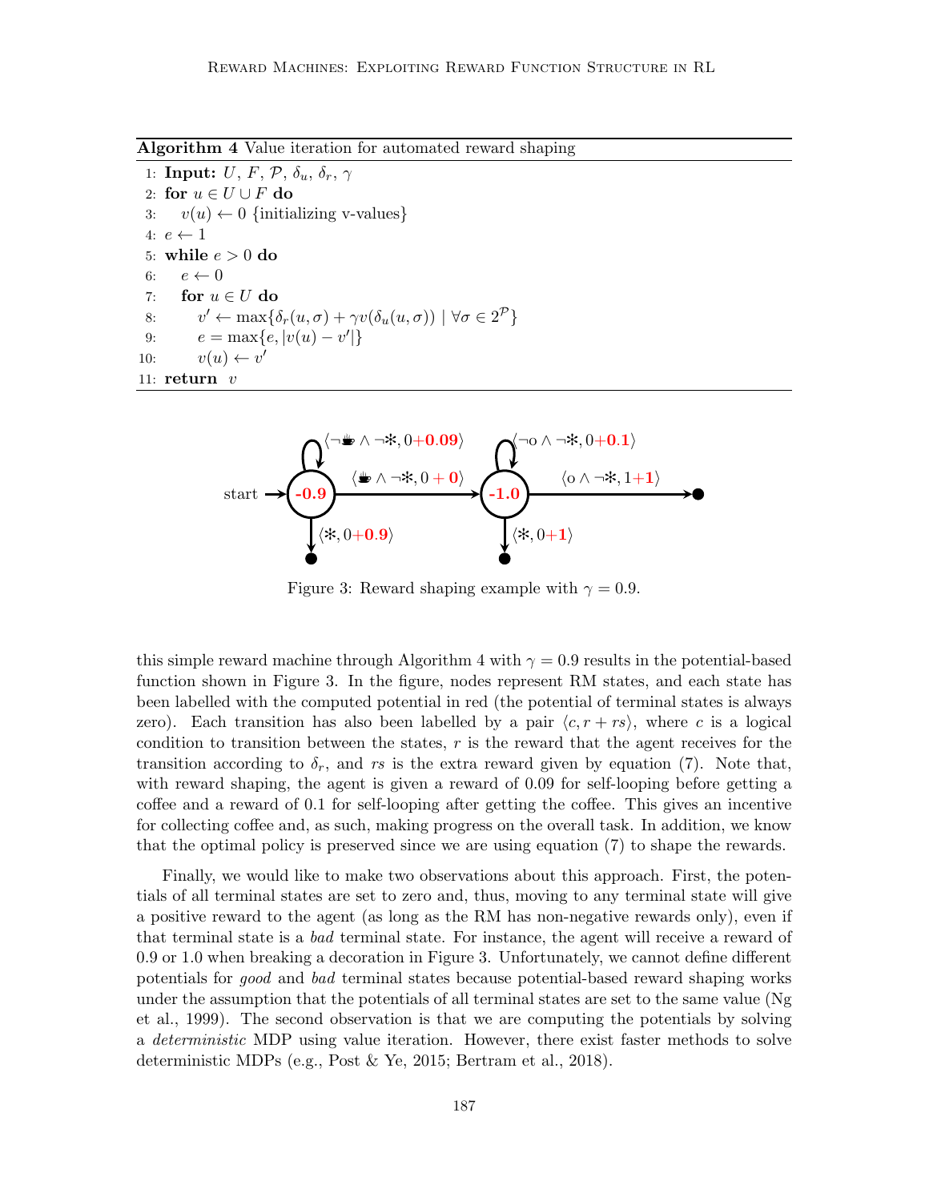**Algorithm 4** Value iteration for automated reward shaping

```
1: Input: U, F, P, δ_u, δ_r, γ
2: for u ∈ U ∪ F do
3:     v(u) ← 0 {initializing v-values}
4: e ← 1
5: while e > 0 do
6:     e ← 0
7:     for u ∈ U do
8:         v' ← max{δ_r(u, σ) + γ v(δ_u(u, σ)) | ∀σ ∈ 2^P}
9:         e = max{e, |v(u) − v'|}
10:        v(u) ← v'
11: return v
```

Figure 3: Reward shaping example with $\gamma = 0.9$.

this simple reward machine through Algorithm 4 with $\gamma = 0.9$ results in the potential-based function shown in Figure 3. In the figure, nodes represent RM states, and each state has been labelled with the computed potential in red (the potential of terminal states is always zero). Each transition has also been labelled by a pair $\langle c, r + rs \rangle$, where $c$ is a logical condition to transition between the states, $r$ is the reward that the agent receives for the transition according to $\delta_r$, and $rs$ is the extra reward given by equation (7). Note that, with reward shaping, the agent is given a reward of 0.09 for self-looping before getting a coffee and a reward of 0.1 for self-looping after getting the coffee. This gives an incentive for collecting coffee and, as such, making progress on the overall task. In addition, we know that the optimal policy is preserved since we are using equation (7) to shape the rewards.

Finally, we would like to make two observations about this approach. First, the potentials of all terminal states are set to zero and, thus, moving to any terminal state will give a positive reward to the agent (as long as the RM has non-negative rewards only), even if that terminal state is a *bad* terminal state. For instance, the agent will receive a reward of 0.9 or 1.0 when breaking a decoration in Figure 3. Unfortunately, we cannot define different potentials for *good* and *bad* terminal states because potential-based reward shaping works under the assumption that the potentials of all terminal states are set to the same value (Ng et al., 1999). The second observation is that we are computing the potentials by solving a *deterministic* MDP using value iteration. However, there exist faster methods to solve deterministic MDPs (e.g., Post & Ye, 2015; Bertram et al., 2018).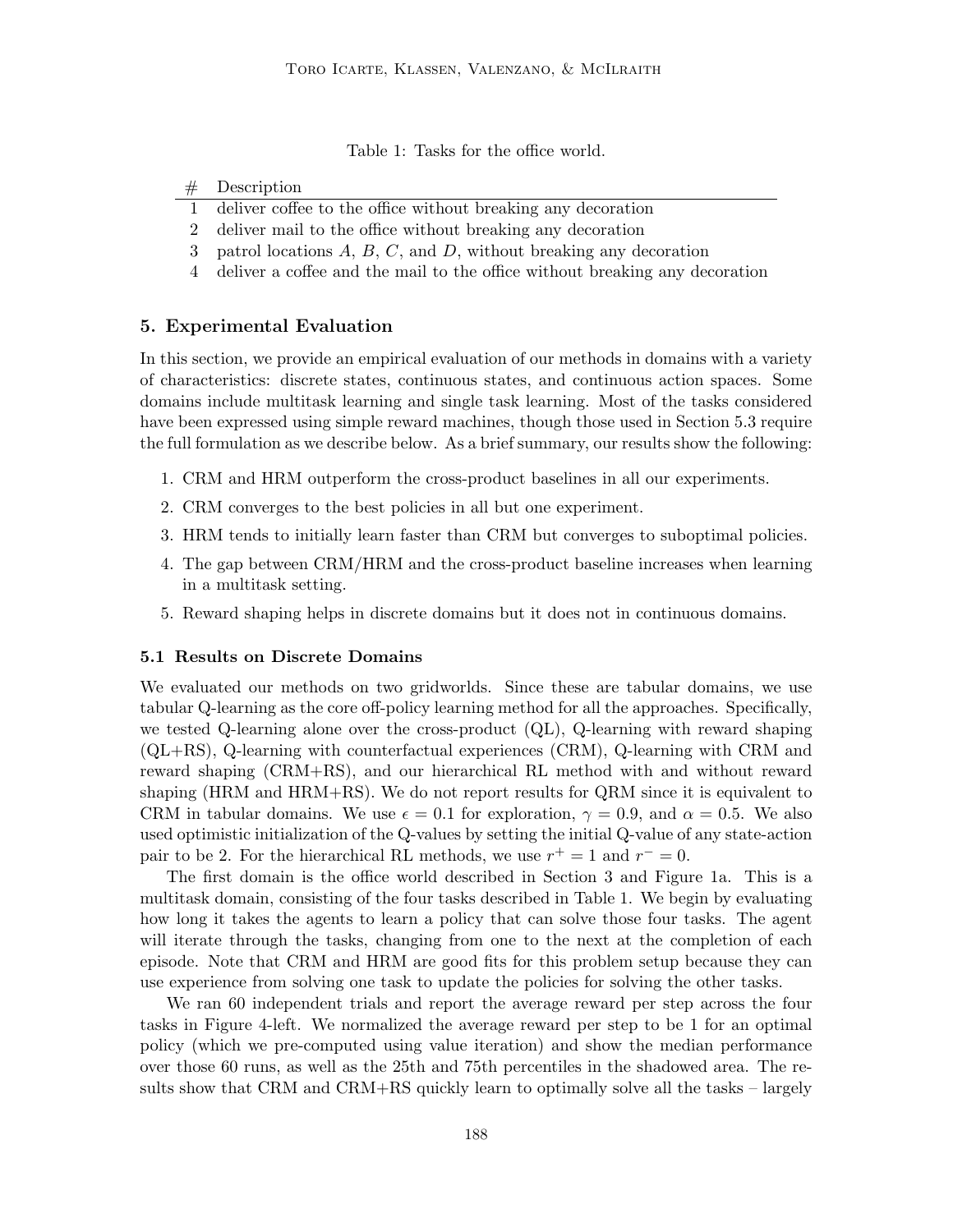Table 1: Tasks for the office world.

| # | Description |
|---|---|
| 1 | deliver coffee to the office without breaking any decoration |
| 2 | deliver mail to the office without breaking any decoration |
| 3 | patrol locations $A$, $B$, $C$, and $D$, without breaking any decoration |
| 4 | deliver a coffee and the mail to the office without breaking any decoration |

## 5. Experimental Evaluation

In this section, we provide an empirical evaluation of our methods in domains with a variety of characteristics: discrete states, continuous states, and continuous action spaces. Some domains include multitask learning and single task learning. Most of the tasks considered have been expressed using simple reward machines, though those used in Section 5.3 require the full formulation as we describe below. As a brief summary, our results show the following:

1. CRM and HRM outperform the cross-product baselines in all our experiments.
2. CRM converges to the best policies in all but one experiment.
3. HRM tends to initially learn faster than CRM but converges to suboptimal policies.
4. The gap between CRM/HRM and the cross-product baseline increases when learning in a multitask setting.
5. Reward shaping helps in discrete domains but it does not in continuous domains.

### 5.1 Results on Discrete Domains

We evaluated our methods on two gridworlds. Since these are tabular domains, we use tabular Q-learning as the core off-policy learning method for all the approaches. Specifically, we tested Q-learning alone over the cross-product (QL), Q-learning with reward shaping (QL+RS), Q-learning with counterfactual experiences (CRM), Q-learning with CRM and reward shaping (CRM+RS), and our hierarchical RL method with and without reward shaping (HRM and HRM+RS). We do not report results for QRM since it is equivalent to CRM in tabular domains. We use $\epsilon = 0.1$ for exploration, $\gamma = 0.9$, and $\alpha = 0.5$. We also used optimistic initialization of the Q-values by setting the initial Q-value of any state-action pair to be 2. For the hierarchical RL methods, we use $r^+ = 1$ and $r^- = 0$.

The first domain is the office world described in Section 3 and Figure 1a. This is a multitask domain, consisting of the four tasks described in Table 1. We begin by evaluating how long it takes the agents to learn a policy that can solve those four tasks. The agent will iterate through the tasks, changing from one to the next at the completion of each episode. Note that CRM and HRM are good fits for this problem setup because they can use experience from solving one task to update the policies for solving the other tasks.

We ran 60 independent trials and report the average reward per step across the four tasks in Figure 4-left. We normalized the average reward per step to be 1 for an optimal policy (which we pre-computed using value iteration) and show the median performance over those 60 runs, as well as the 25th and 75th percentiles in the shadowed area. The results show that CRM and CRM+RS quickly learn to optimally solve all the tasks – largely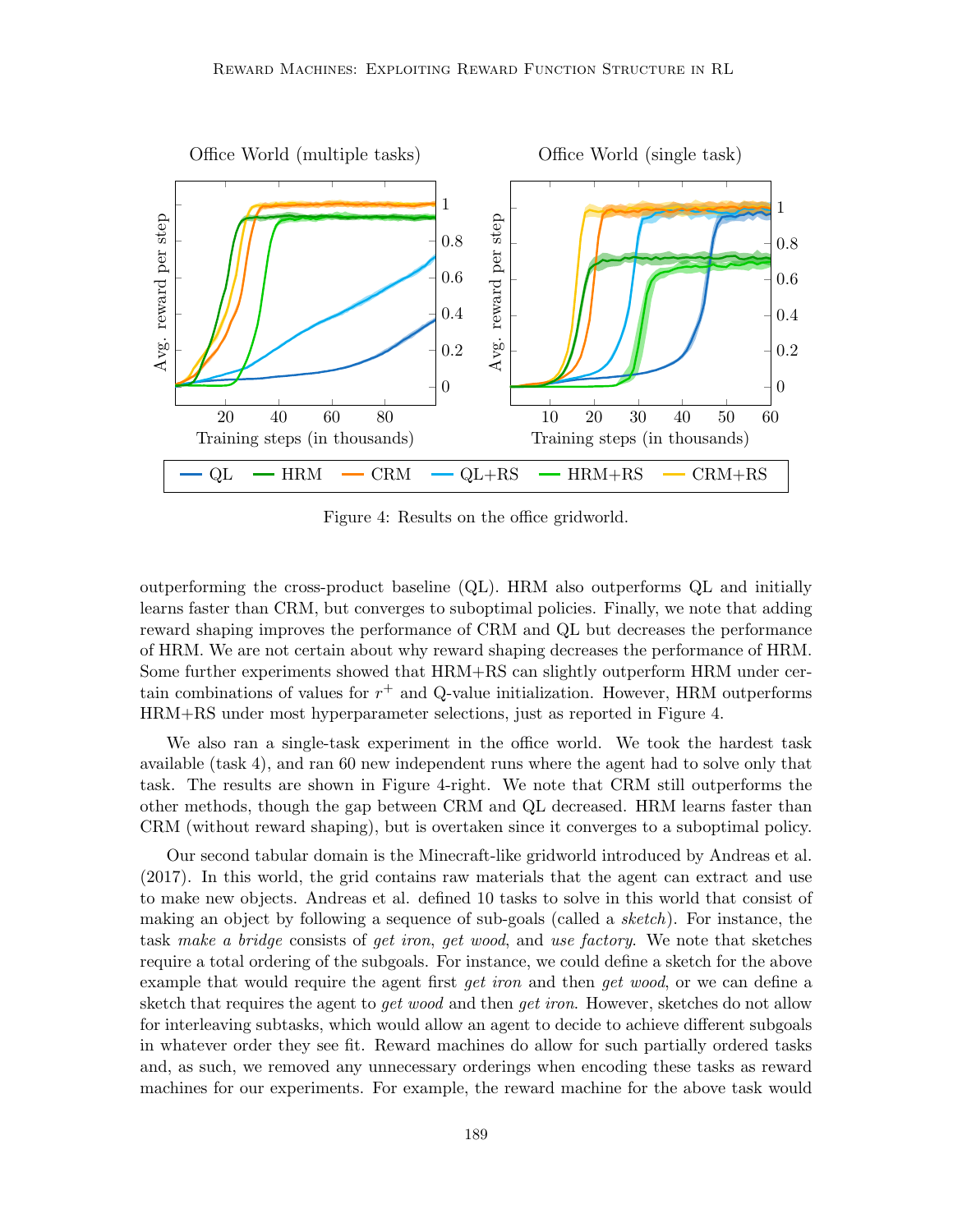Figure 4: Results on the office gridworld.

outperforming the cross-product baseline (QL). HRM also outperforms QL and initially learns faster than CRM, but converges to suboptimal policies. Finally, we note that adding reward shaping improves the performance of CRM and QL but decreases the performance of HRM. We are not certain about why reward shaping decreases the performance of HRM. Some further experiments showed that HRM+RS can slightly outperform HRM under certain combinations of values for $r^+$ and Q-value initialization. However, HRM outperforms HRM+RS under most hyperparameter selections, just as reported in Figure 4.

We also ran a single-task experiment in the office world. We took the hardest task available (task 4), and ran 60 new independent runs where the agent had to solve only that task. The results are shown in Figure 4-right. We note that CRM still outperforms the other methods, though the gap between CRM and QL decreased. HRM learns faster than CRM (without reward shaping), but is overtaken since it converges to a suboptimal policy.

Our second tabular domain is the Minecraft-like gridworld introduced by Andreas et al. (2017). In this world, the grid contains raw materials that the agent can extract and use to make new objects. Andreas et al. defined 10 tasks to solve in this world that consist of making an object by following a sequence of sub-goals (called a *sketch*). For instance, the task *make a bridge* consists of *get iron*, *get wood*, and *use factory*. We note that sketches require a total ordering of the subgoals. For instance, we could define a sketch for the above example that would require the agent first *get iron* and then *get wood*, or we can define a sketch that requires the agent to *get wood* and then *get iron*. However, sketches do not allow for interleaving subtasks, which would allow an agent to decide to achieve different subgoals in whatever order they see fit. Reward machines do allow for such partially ordered tasks and, as such, we removed any unnecessary orderings when encoding these tasks as reward machines for our experiments. For example, the reward machine for the above task would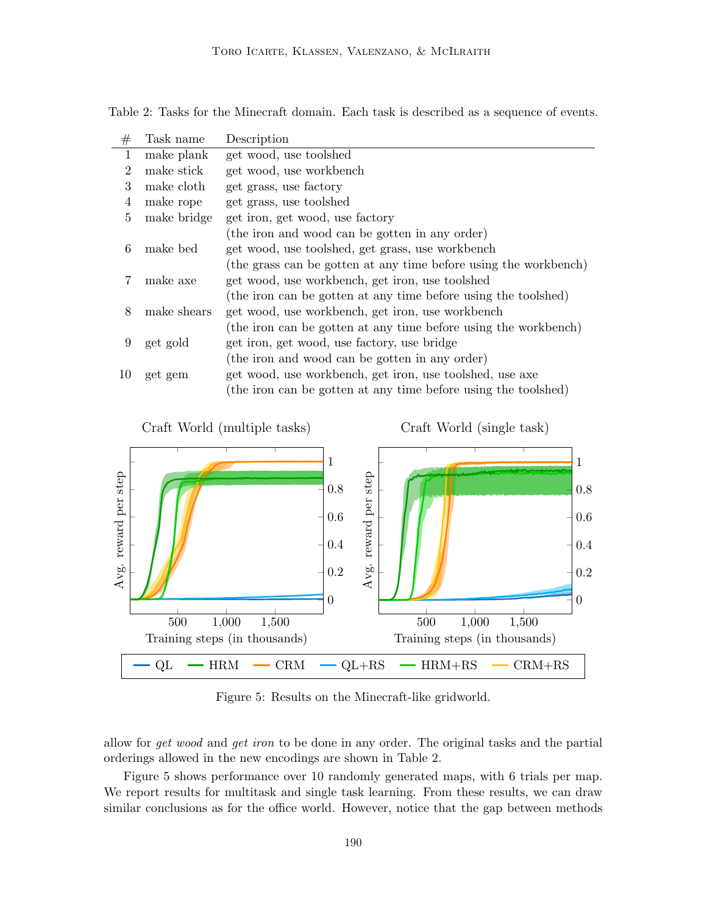Table 2: Tasks for the Minecraft domain. Each task is described as a sequence of events.

| # | Task name | Description |
|---|---|---|
| 1 | make plank | get wood, use toolshed |
| 2 | make stick | get wood, use workbench |
| 3 | make cloth | get grass, use factory |
| 4 | make rope | get grass, use toolshed |
| 5 | make bridge | get iron, get wood, use factory (the iron and wood can be gotten in any order) |
| 6 | make bed | get wood, use toolshed, get grass, use workbench (the grass can be gotten at any time before using the workbench) |
| 7 | make axe | get wood, use workbench, get iron, use toolshed (the iron can be gotten at any time before using the toolshed) |
| 8 | make shears | get wood, use workbench, get iron, use workbench (the iron can be gotten at any time before using the workbench) |
| 9 | get gold | get iron, get wood, use factory, use bridge (the iron and wood can be gotten in any order) |
| 10 | get gem | get wood, use workbench, get iron, use toolshed, use axe (the iron can be gotten at any time before using the toolshed) |

Figure 5: Results on the Minecraft-like gridworld.

allow for *get wood* and *get iron* to be done in any order. The original tasks and the partial orderings allowed in the new encodings are shown in Table 2.

Figure 5 shows performance over 10 randomly generated maps, with 6 trials per map. We report results for multitask and single task learning. From these results, we can draw similar conclusions as for the office world. However, notice that the gap between methods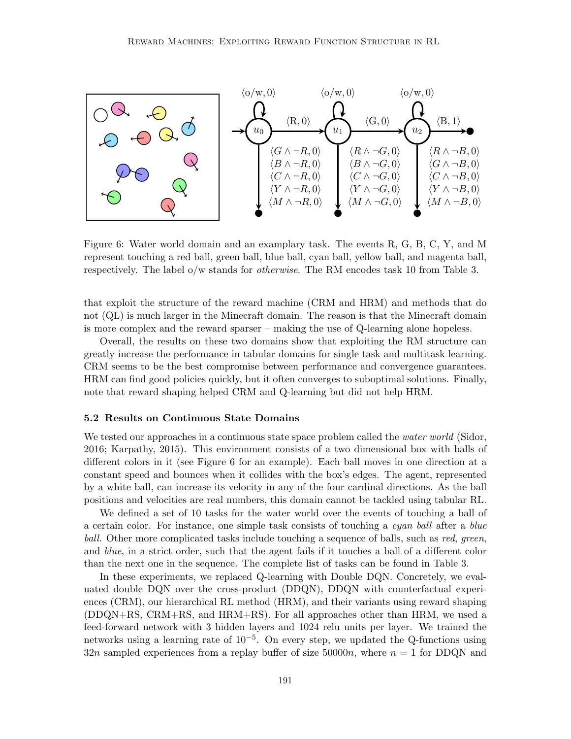Figure 6: Water world domain and an examplary task. The events R, G, B, C, Y, and M represent touching a red ball, green ball, blue ball, cyan ball, yellow ball, and magenta ball, respectively. The label o/w stands for *otherwise*. The RM encodes task 10 from Table 3.

that exploit the structure of the reward machine (CRM and HRM) and methods that do not (QL) is much larger in the Minecraft domain. The reason is that the Minecraft domain is more complex and the reward sparser – making the use of Q-learning alone hopeless.

Overall, the results on these two domains show that exploiting the RM structure can greatly increase the performance in tabular domains for single task and multitask learning. CRM seems to be the best compromise between performance and convergence guarantees. HRM can find good policies quickly, but it often converges to suboptimal solutions. Finally, note that reward shaping helped CRM and Q-learning but did not help HRM.

### 5.2 Results on Continuous State Domains

We tested our approaches in a continuous state space problem called the *water world* (Sidor, 2016; Karpathy, 2015). This environment consists of a two dimensional box with balls of different colors in it (see Figure 6 for an example). Each ball moves in one direction at a constant speed and bounces when it collides with the box's edges. The agent, represented by a white ball, can increase its velocity in any of the four cardinal directions. As the ball positions and velocities are real numbers, this domain cannot be tackled using tabular RL.

We defined a set of 10 tasks for the water world over the events of touching a ball of a certain color. For instance, one simple task consists of touching a *cyan ball* after a *blue ball*. Other more complicated tasks include touching a sequence of balls, such as *red*, *green*, and *blue*, in a strict order, such that the agent fails if it touches a ball of a different color than the next one in the sequence. The complete list of tasks can be found in Table 3.

In these experiments, we replaced Q-learning with Double DQN. Concretely, we evaluated double DQN over the cross-product (DDQN), DDQN with counterfactual experiences (CRM), our hierarchical RL method (HRM), and their variants using reward shaping (DDQN+RS, CRM+RS, and HRM+RS). For all approaches other than HRM, we used a feed-forward network with 3 hidden layers and 1024 relu units per layer. We trained the networks using a learning rate of $10^{-5}$. On every step, we updated the Q-functions using $32n$ sampled experiences from a replay buffer of size $50000n$, where $n = 1$ for DDQN and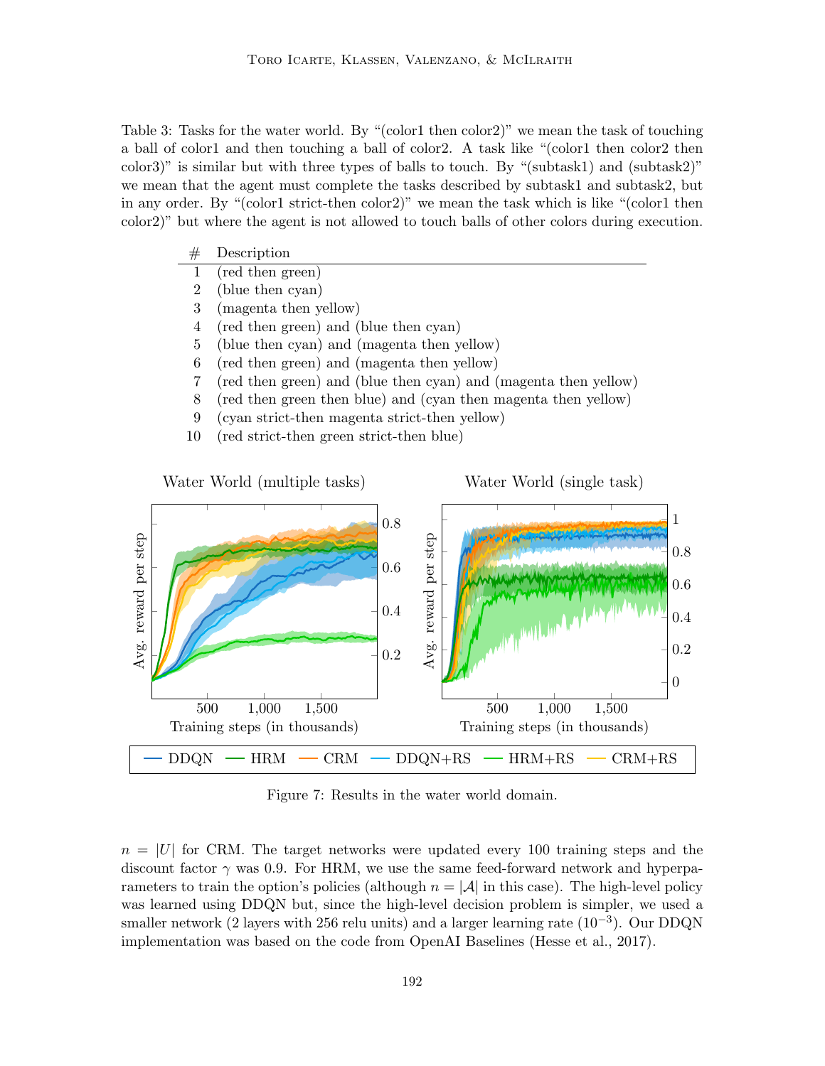Table 3: Tasks for the water world. By "(color1 then color2)" we mean the task of touching a ball of color1 and then touching a ball of color2. A task like "(color1 then color2 then color3)" is similar but with three types of balls to touch. By "(subtask1) and (subtask2)" we mean that the agent must complete the tasks described by subtask1 and subtask2, but in any order. By "(color1 strict-then color2)" we mean the task which is like "(color1 then color2)" but where the agent is not allowed to touch balls of other colors during execution.

| # | Description |
|---|---|
| 1 | (red then green) |
| 2 | (blue then cyan) |
| 3 | (magenta then yellow) |
| 4 | (red then green) and (blue then cyan) |
| 5 | (blue then cyan) and (magenta then yellow) |
| 6 | (red then green) and (magenta then yellow) |
| 7 | (red then green) and (blue then cyan) and (magenta then yellow) |
| 8 | (red then green then blue) and (cyan then magenta then yellow) |
| 9 | (cyan strict-then magenta strict-then yellow) |
| 10 | (red strict-then green strict-then blue) |

Figure 7: Results in the water world domain.

$n = |U|$ for CRM. The target networks were updated every 100 training steps and the discount factor $\gamma$ was 0.9. For HRM, we use the same feed-forward network and hyperparameters to train the option's policies (although $n = |\mathcal{A}|$ in this case). The high-level policy was learned using DDQN but, since the high-level decision problem is simpler, we used a smaller network (2 layers with 256 relu units) and a larger learning rate ($10^{-3}$). Our DDQN implementation was based on the code from OpenAI Baselines (Hesse et al., 2017).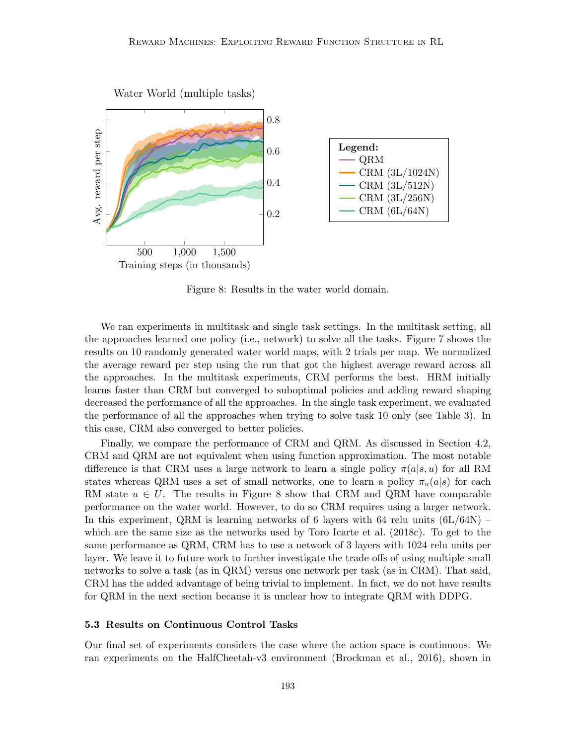Figure 8: Results in the water world domain.

We ran experiments in multitask and single task settings. In the multitask setting, all the approaches learned one policy (i.e., network) to solve all the tasks. Figure 7 shows the results on 10 randomly generated water world maps, with 2 trials per map. We normalized the average reward per step using the run that got the highest average reward across all the approaches. In the multitask experiments, CRM performs the best. HRM initially learns faster than CRM but converged to suboptimal policies and adding reward shaping decreased the performance of all the approaches. In the single task experiment, we evaluated the performance of all the approaches when trying to solve task 10 only (see Table 3). In this case, CRM also converged to better policies.

Finally, we compare the performance of CRM and QRM. As discussed in Section 4.2, CRM and QRM are not equivalent when using function approximation. The most notable difference is that CRM uses a large network to learn a single policy $\pi(a|s, u)$ for all RM states whereas QRM uses a set of small networks, one to learn a policy $\pi_u(a|s)$ for each RM state $u \in U$. The results in Figure 8 show that CRM and QRM have comparable performance on the water world. However, to do so CRM requires using a larger network. In this experiment, QRM is learning networks of 6 layers with 64 relu units (6L/64N) – which are the same size as the networks used by Toro Icarte et al. (2018c). To get to the same performance as QRM, CRM has to use a network of 3 layers with 1024 relu units per layer. We leave it to future work to further investigate the trade-offs of using multiple small networks to solve a task (as in QRM) versus one network per task (as in CRM). That said, CRM has the added advantage of being trivial to implement. In fact, we do not have results for QRM in the next section because it is unclear how to integrate QRM with DDPG.

### 5.3 Results on Continuous Control Tasks

Our final set of experiments considers the case where the action space is continuous. We ran experiments on the HalfCheetah-v3 environment (Brockman et al., 2016), shown in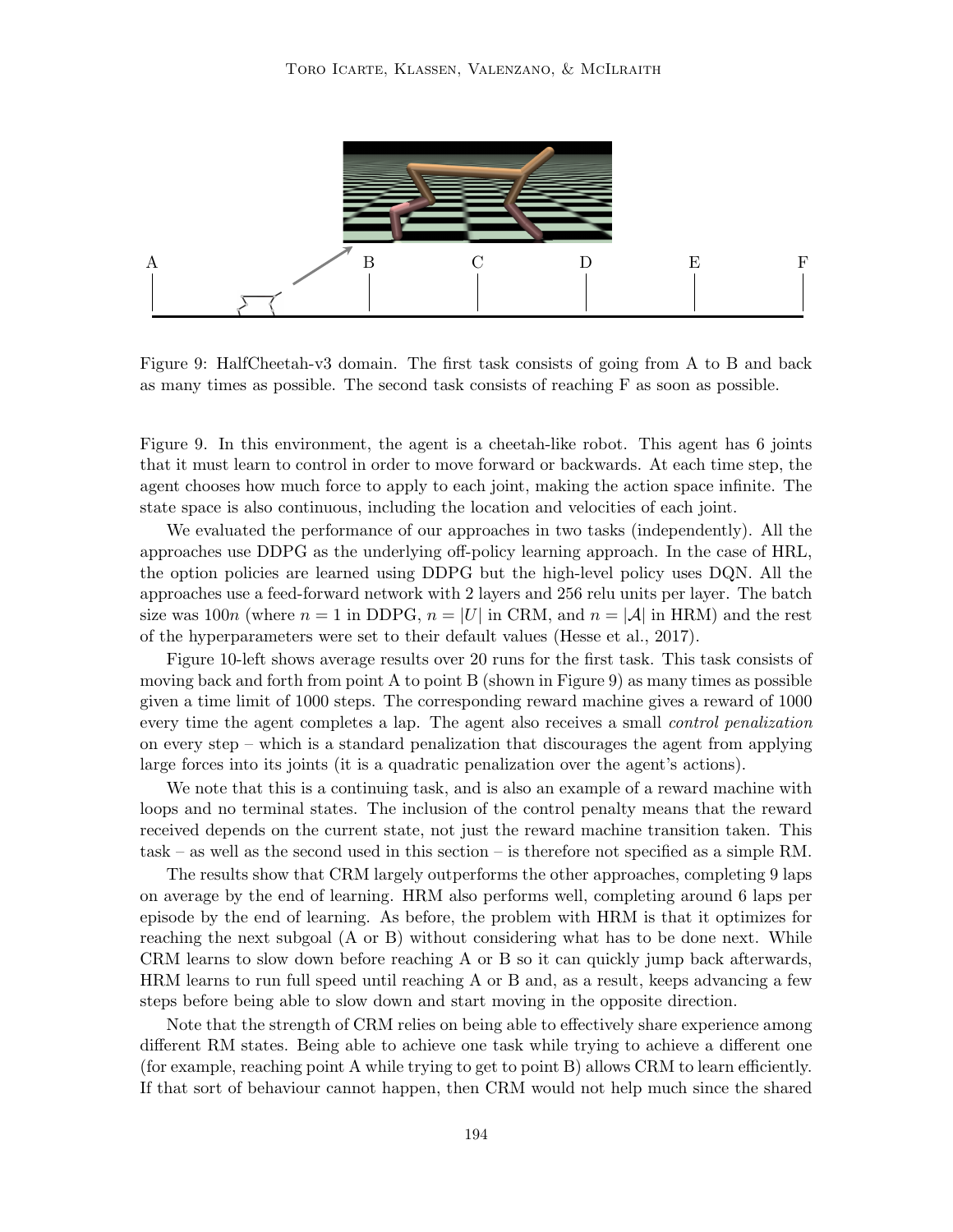Figure 9: HalfCheetah-v3 domain. The first task consists of going from A to B and back as many times as possible. The second task consists of reaching F as soon as possible.

Figure 9. In this environment, the agent is a cheetah-like robot. This agent has 6 joints that it must learn to control in order to move forward or backwards. At each time step, the agent chooses how much force to apply to each joint, making the action space infinite. The state space is also continuous, including the location and velocities of each joint.

We evaluated the performance of our approaches in two tasks (independently). All the approaches use DDPG as the underlying off-policy learning approach. In the case of HRL, the option policies are learned using DDPG but the high-level policy uses DQN. All the approaches use a feed-forward network with 2 layers and 256 relu units per layer. The batch size was $100n$ (where $n = 1$ in DDPG, $n = |U|$ in CRM, and $n = |\mathcal{A}|$ in HRM) and the rest of the hyperparameters were set to their default values (Hesse et al., 2017).

Figure 10-left shows average results over 20 runs for the first task. This task consists of moving back and forth from point A to point B (shown in Figure 9) as many times as possible given a time limit of 1000 steps. The corresponding reward machine gives a reward of 1000 every time the agent completes a lap. The agent also receives a small *control penalization* on every step – which is a standard penalization that discourages the agent from applying large forces into its joints (it is a quadratic penalization over the agent's actions).

We note that this is a continuing task, and is also an example of a reward machine with loops and no terminal states. The inclusion of the control penalty means that the reward received depends on the current state, not just the reward machine transition taken. This task – as well as the second used in this section – is therefore not specified as a simple RM.

The results show that CRM largely outperforms the other approaches, completing 9 laps on average by the end of learning. HRM also performs well, completing around 6 laps per episode by the end of learning. As before, the problem with HRM is that it optimizes for reaching the next subgoal (A or B) without considering what has to be done next. While CRM learns to slow down before reaching A or B so it can quickly jump back afterwards, HRM learns to run full speed until reaching A or B and, as a result, keeps advancing a few steps before being able to slow down and start moving in the opposite direction.

Note that the strength of CRM relies on being able to effectively share experience among different RM states. Being able to achieve one task while trying to achieve a different one (for example, reaching point A while trying to get to point B) allows CRM to learn efficiently. If that sort of behaviour cannot happen, then CRM would not help much since the shared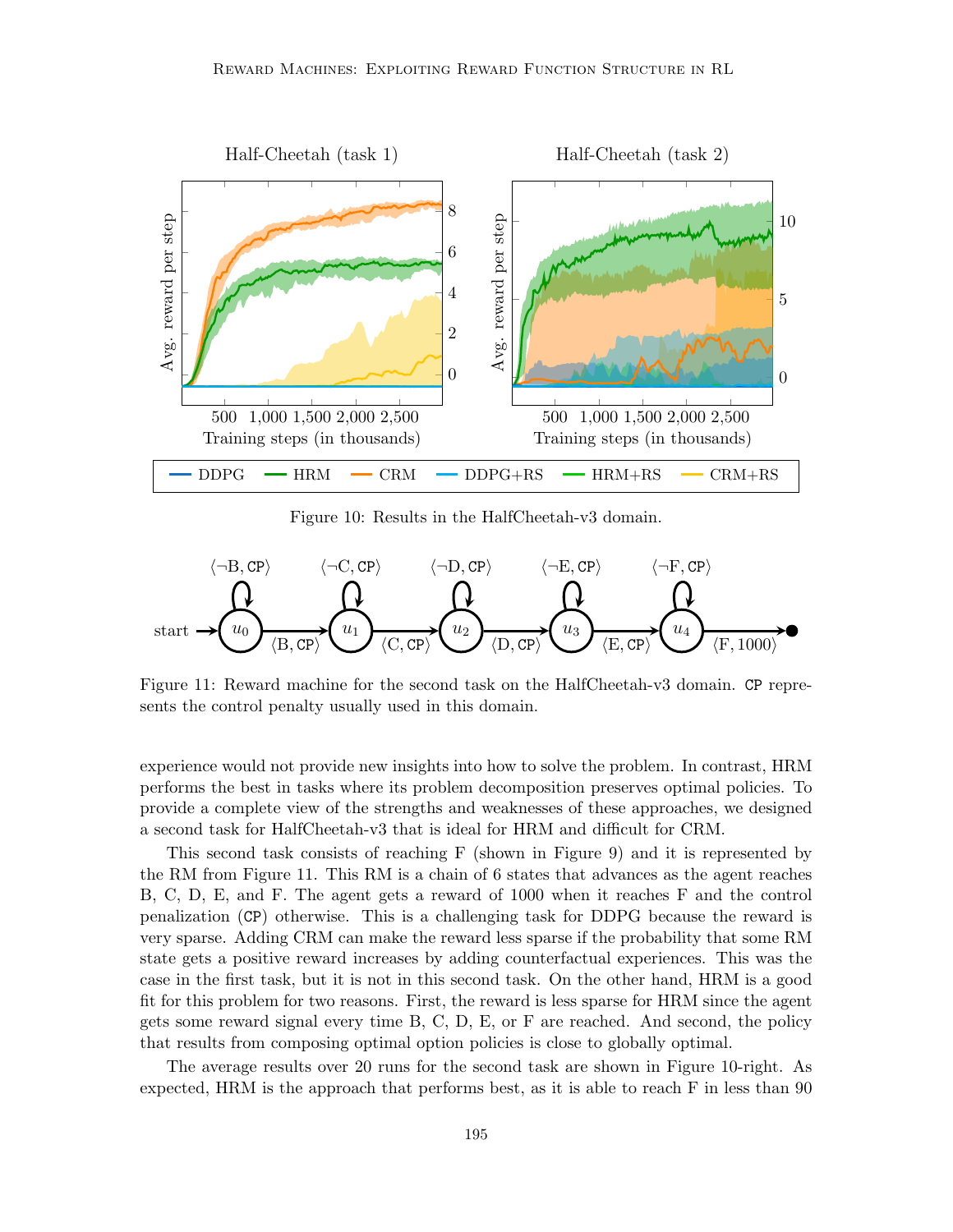Figure 10: Results in the HalfCheetah-v3 domain.

Figure 11: Reward machine for the second task on the HalfCheetah-v3 domain. `CP` represents the control penalty usually used in this domain.

experience would not provide new insights into how to solve the problem. In contrast, HRM performs the best in tasks where its problem decomposition preserves optimal policies. To provide a complete view of the strengths and weaknesses of these approaches, we designed a second task for HalfCheetah-v3 that is ideal for HRM and difficult for CRM.

This second task consists of reaching F (shown in Figure 9) and it is represented by the RM from Figure 11. This RM is a chain of 6 states that advances as the agent reaches B, C, D, E, and F. The agent gets a reward of 1000 when it reaches F and the control penalization (`CP`) otherwise. This is a challenging task for DDPG because the reward is very sparse. Adding CRM can make the reward less sparse if the probability that some RM state gets a positive reward increases by adding counterfactual experiences. This was the case in the first task, but it is not in this second task. On the other hand, HRM is a good fit for this problem for two reasons. First, the reward is less sparse for HRM since the agent gets some reward signal every time B, C, D, E, or F are reached. And second, the policy that results from composing optimal option policies is close to globally optimal.

The average results over 20 runs for the second task are shown in Figure 10-right. As expected, HRM is the approach that performs best, as it is able to reach F in less than 90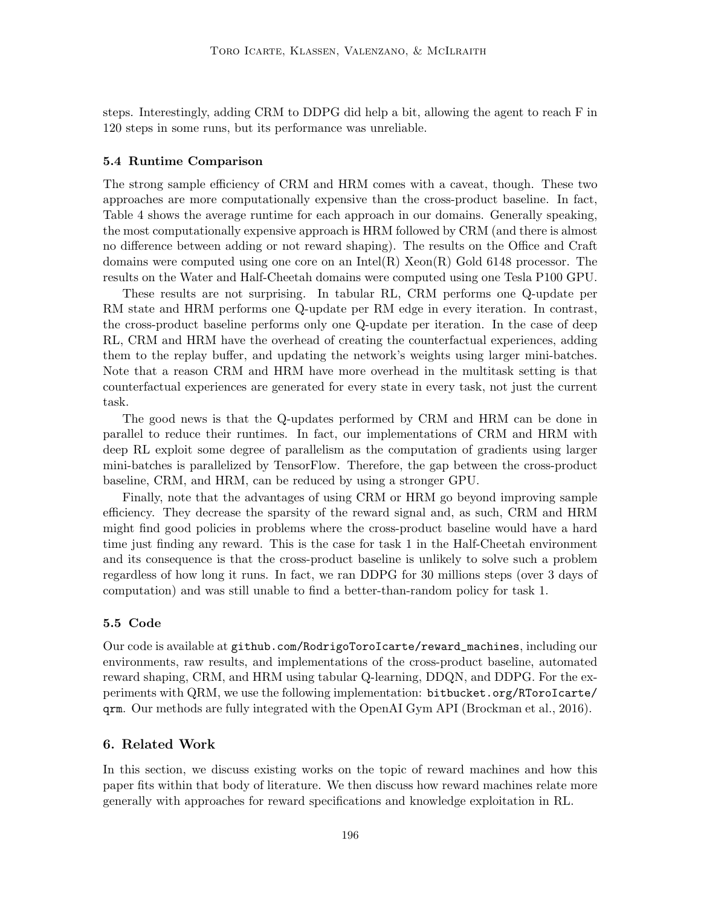steps. Interestingly, adding CRM to DDPG did help a bit, allowing the agent to reach F in 120 steps in some runs, but its performance was unreliable.

### 5.4 Runtime Comparison

The strong sample efficiency of CRM and HRM comes with a caveat, though. These two approaches are more computationally expensive than the cross-product baseline. In fact, Table 4 shows the average runtime for each approach in our domains. Generally speaking, the most computationally expensive approach is HRM followed by CRM (and there is almost no difference between adding or not reward shaping). The results on the Office and Craft domains were computed using one core on an Intel(R) Xeon(R) Gold 6148 processor. The results on the Water and Half-Cheetah domains were computed using one Tesla P100 GPU.

These results are not surprising. In tabular RL, CRM performs one Q-update per RM state and HRM performs one Q-update per RM edge in every iteration. In contrast, the cross-product baseline performs only one Q-update per iteration. In the case of deep RL, CRM and HRM have the overhead of creating the counterfactual experiences, adding them to the replay buffer, and updating the network's weights using larger mini-batches. Note that a reason CRM and HRM have more overhead in the multitask setting is that counterfactual experiences are generated for every state in every task, not just the current task.

The good news is that the Q-updates performed by CRM and HRM can be done in parallel to reduce their runtimes. In fact, our implementations of CRM and HRM with deep RL exploit some degree of parallelism as the computation of gradients using larger mini-batches is parallelized by TensorFlow. Therefore, the gap between the cross-product baseline, CRM, and HRM, can be reduced by using a stronger GPU.

Finally, note that the advantages of using CRM or HRM go beyond improving sample efficiency. They decrease the sparsity of the reward signal and, as such, CRM and HRM might find good policies in problems where the cross-product baseline would have a hard time just finding any reward. This is the case for task 1 in the Half-Cheetah environment and its consequence is that the cross-product baseline is unlikely to solve such a problem regardless of how long it runs. In fact, we ran DDPG for 30 millions steps (over 3 days of computation) and was still unable to find a better-than-random policy for task 1.

### 5.5 Code

Our code is available at `github.com/RodrigoToroIcarte/reward_machines`, including our environments, raw results, and implementations of the cross-product baseline, automated reward shaping, CRM, and HRM using tabular Q-learning, DDQN, and DDPG. For the experiments with QRM, we use the following implementation: `bitbucket.org/RToroIcarte/qrm`. Our methods are fully integrated with the OpenAI Gym API (Brockman et al., 2016).

## 6. Related Work

In this section, we discuss existing works on the topic of reward machines and how this paper fits within that body of literature. We then discuss how reward machines relate more generally with approaches for reward specifications and knowledge exploitation in RL.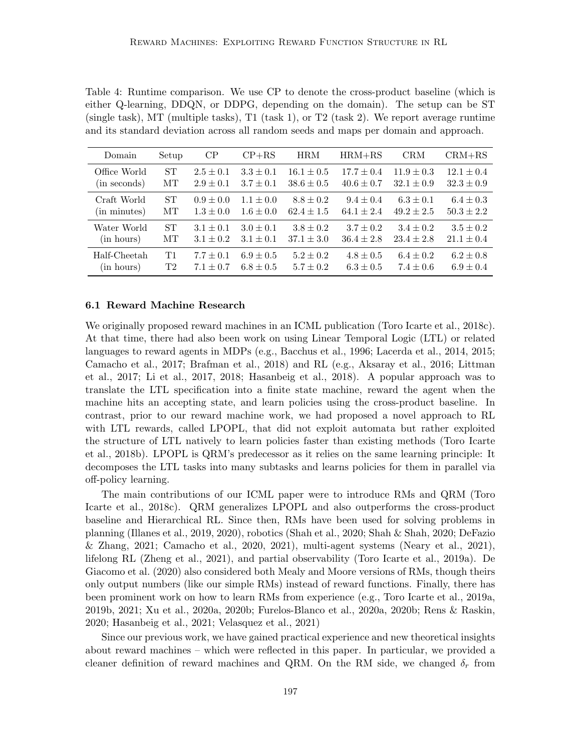Table 4: Runtime comparison. We use CP to denote the cross-product baseline (which is either Q-learning, DDQN, or DDPG, depending on the domain). The setup can be ST (single task), MT (multiple tasks), T1 (task 1), or T2 (task 2). We report average runtime and its standard deviation across all random seeds and maps per domain and approach.

| Domain | Setup | CP | CP+RS | HRM | HRM+RS | CRM | CRM+RS |
|---|---|---|---|---|---|---|---|
| Office World | ST | $2.5 \pm 0.1$ | $3.3 \pm 0.1$ | $16.1 \pm 0.5$ | $17.7 \pm 0.4$ | $11.9 \pm 0.3$ | $12.1 \pm 0.4$ |
| (in seconds) | MT | $2.9 \pm 0.1$ | $3.7 \pm 0.1$ | $38.6 \pm 0.5$ | $40.6 \pm 0.7$ | $32.1 \pm 0.9$ | $32.3 \pm 0.9$ |
| Craft World | ST | $0.9 \pm 0.0$ | $1.1 \pm 0.0$ | $8.8 \pm 0.2$ | $9.4 \pm 0.4$ | $6.3 \pm 0.1$ | $6.4 \pm 0.3$ |
| (in minutes) | MT | $1.3 \pm 0.0$ | $1.6 \pm 0.0$ | $62.4 \pm 1.5$ | $64.1 \pm 2.4$ | $49.2 \pm 2.5$ | $50.3 \pm 2.2$ |
| Water World | ST | $3.1 \pm 0.1$ | $3.0 \pm 0.1$ | $3.8 \pm 0.2$ | $3.7 \pm 0.2$ | $3.4 \pm 0.2$ | $3.5 \pm 0.2$ |
| (in hours) | MT | $3.1 \pm 0.2$ | $3.1 \pm 0.1$ | $37.1 \pm 3.0$ | $36.4 \pm 2.8$ | $23.4 \pm 2.8$ | $21.1 \pm 0.4$ |
| Half-Cheetah | T1 | $7.7 \pm 0.1$ | $6.9 \pm 0.5$ | $5.2 \pm 0.2$ | $4.8 \pm 0.5$ | $6.4 \pm 0.2$ | $6.2 \pm 0.8$ |
| (in hours) | T2 | $7.1 \pm 0.7$ | $6.8 \pm 0.5$ | $5.7 \pm 0.2$ | $6.3 \pm 0.5$ | $7.4 \pm 0.6$ | $6.9 \pm 0.4$ |

### 6.1 Reward Machine Research

We originally proposed reward machines in an ICML publication (Toro Icarte et al., 2018c). At that time, there had also been work on using Linear Temporal Logic (LTL) or related languages to reward agents in MDPs (e.g., Bacchus et al., 1996; Lacerda et al., 2014, 2015; Camacho et al., 2017; Brafman et al., 2018) and RL (e.g., Aksaray et al., 2016; Littman et al., 2017; Li et al., 2017, 2018; Hasanbeig et al., 2018). A popular approach was to translate the LTL specification into a finite state machine, reward the agent when the machine hits an accepting state, and learn policies using the cross-product baseline. In contrast, prior to our reward machine work, we had proposed a novel approach to RL with LTL rewards, called LPOPL, that did not exploit automata but rather exploited the structure of LTL natively to learn policies faster than existing methods (Toro Icarte et al., 2018b). LPOPL is QRM's predecessor as it relies on the same learning principle: It decomposes the LTL tasks into many subtasks and learns policies for them in parallel via off-policy learning.

The main contributions of our ICML paper were to introduce RMs and QRM (Toro Icarte et al., 2018c). QRM generalizes LPOPL and also outperforms the cross-product baseline and Hierarchical RL. Since then, RMs have been used for solving problems in planning (Illanes et al., 2019, 2020), robotics (Shah et al., 2020; Shah & Shah, 2020; DeFazio & Zhang, 2021; Camacho et al., 2020, 2021), multi-agent systems (Neary et al., 2021), lifelong RL (Zheng et al., 2021), and partial observability (Toro Icarte et al., 2019a). De Giacomo et al. (2020) also considered both Mealy and Moore versions of RMs, though theirs only output numbers (like our simple RMs) instead of reward functions. Finally, there has been prominent work on how to learn RMs from experience (e.g., Toro Icarte et al., 2019a, 2019b, 2021; Xu et al., 2020a, 2020b; Furelos-Blanco et al., 2020a, 2020b; Rens & Raskin, 2020; Hasanbeig et al., 2021; Velasquez et al., 2021)

Since our previous work, we have gained practical experience and new theoretical insights about reward machines – which were reflected in this paper. In particular, we provided a cleaner definition of reward machines and QRM. On the RM side, we changed $\delta_r$ from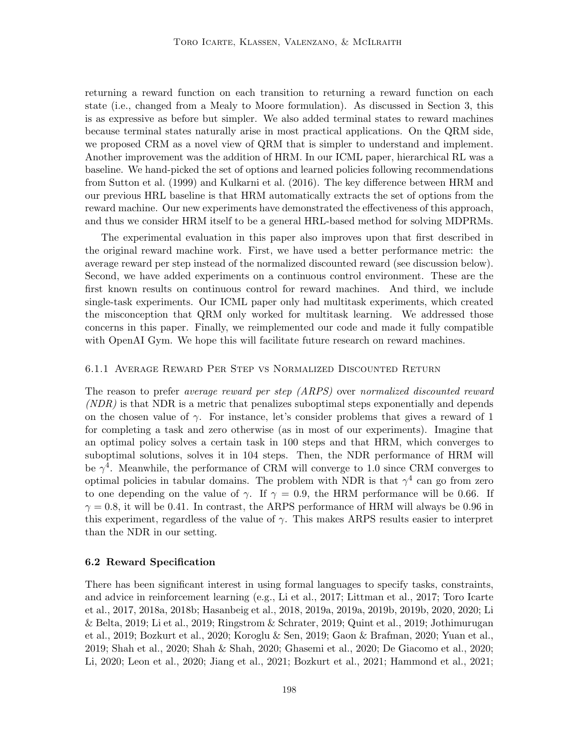returning a reward function on each transition to returning a reward function on each state (i.e., changed from a Mealy to Moore formulation). As discussed in Section 3, this is as expressive as before but simpler. We also added terminal states to reward machines because terminal states naturally arise in most practical applications. On the QRM side, we proposed CRM as a novel view of QRM that is simpler to understand and implement. Another improvement was the addition of HRM. In our ICML paper, hierarchical RL was a baseline. We hand-picked the set of options and learned policies following recommendations from Sutton et al. (1999) and Kulkarni et al. (2016). The key difference between HRM and our previous HRL baseline is that HRM automatically extracts the set of options from the reward machine. Our new experiments have demonstrated the effectiveness of this approach, and thus we consider HRM itself to be a general HRL-based method for solving MDPRMs.

The experimental evaluation in this paper also improves upon that first described in the original reward machine work. First, we have used a better performance metric: the average reward per step instead of the normalized discounted reward (see discussion below). Second, we have added experiments on a continuous control environment. These are the first known results on continuous control for reward machines. And third, we include single-task experiments. Our ICML paper only had multitask experiments, which created the misconception that QRM only worked for multitask learning. We addressed those concerns in this paper. Finally, we reimplemented our code and made it fully compatible with OpenAI Gym. We hope this will facilitate future research on reward machines.

#### 6.1.1 Average Reward Per Step vs Normalized Discounted Return

The reason to prefer *average reward per step (ARPS)* over *normalized discounted reward (NDR)* is that NDR is a metric that penalizes suboptimal steps exponentially and depends on the chosen value of $\gamma$. For instance, let's consider problems that gives a reward of 1 for completing a task and zero otherwise (as in most of our experiments). Imagine that an optimal policy solves a certain task in 100 steps and that HRM, which converges to suboptimal solutions, solves it in 104 steps. Then, the NDR performance of HRM will be $\gamma^4$. Meanwhile, the performance of CRM will converge to 1.0 since CRM converges to optimal policies in tabular domains. The problem with NDR is that $\gamma^4$ can go from zero to one depending on the value of $\gamma$. If $\gamma = 0.9$, the HRM performance will be 0.66. If $\gamma = 0.8$, it will be 0.41. In contrast, the ARPS performance of HRM will always be 0.96 in this experiment, regardless of the value of $\gamma$. This makes ARPS results easier to interpret than the NDR in our setting.

### 6.2 Reward Specification

There has been significant interest in using formal languages to specify tasks, constraints, and advice in reinforcement learning (e.g., Li et al., 2017; Littman et al., 2017; Toro Icarte et al., 2017, 2018a, 2018b; Hasanbeig et al., 2018, 2019a, 2019a, 2019b, 2019b, 2020, 2020; Li & Belta, 2019; Li et al., 2019; Ringstrom & Schrater, 2019; Quint et al., 2019; Jothimurugan et al., 2019; Bozkurt et al., 2020; Koroglu & Sen, 2019; Gaon & Brafman, 2020; Yuan et al., 2019; Shah et al., 2020; Shah & Shah, 2020; Ghasemi et al., 2020; De Giacomo et al., 2020; Li, 2020; Leon et al., 2020; Jiang et al., 2021; Bozkurt et al., 2021; Hammond et al., 2021;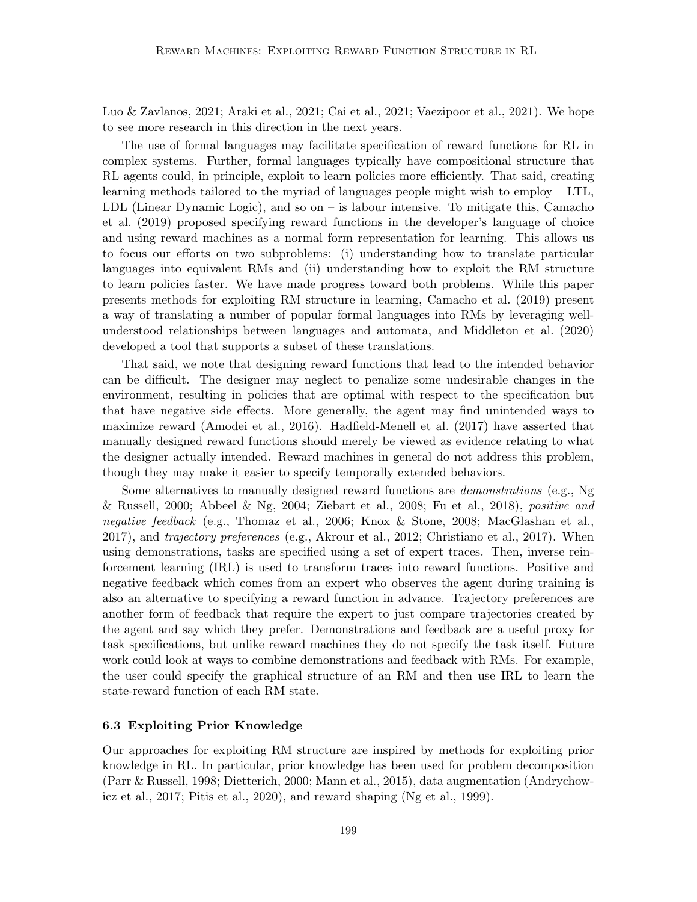Luo & Zavlanos, 2021; Araki et al., 2021; Cai et al., 2021; Vaezipoor et al., 2021). We hope to see more research in this direction in the next years.

The use of formal languages may facilitate specification of reward functions for RL in complex systems. Further, formal languages typically have compositional structure that RL agents could, in principle, exploit to learn policies more efficiently. That said, creating learning methods tailored to the myriad of languages people might wish to employ – LTL, LDL (Linear Dynamic Logic), and so on – is labour intensive. To mitigate this, Camacho et al. (2019) proposed specifying reward functions in the developer's language of choice and using reward machines as a normal form representation for learning. This allows us to focus our efforts on two subproblems: (i) understanding how to translate particular languages into equivalent RMs and (ii) understanding how to exploit the RM structure to learn policies faster. We have made progress toward both problems. While this paper presents methods for exploiting RM structure in learning, Camacho et al. (2019) present a way of translating a number of popular formal languages into RMs by leveraging well-understood relationships between languages and automata, and Middleton et al. (2020) developed a tool that supports a subset of these translations.

That said, we note that designing reward functions that lead to the intended behavior can be difficult. The designer may neglect to penalize some undesirable changes in the environment, resulting in policies that are optimal with respect to the specification but that have negative side effects. More generally, the agent may find unintended ways to maximize reward (Amodei et al., 2016). Hadfield-Menell et al. (2017) have asserted that manually designed reward functions should merely be viewed as evidence relating to what the designer actually intended. Reward machines in general do not address this problem, though they may make it easier to specify temporally extended behaviors.

Some alternatives to manually designed reward functions are *demonstrations* (e.g., Ng & Russell, 2000; Abbeel & Ng, 2004; Ziebart et al., 2008; Fu et al., 2018), *positive and negative feedback* (e.g., Thomaz et al., 2006; Knox & Stone, 2008; MacGlashan et al., 2017), and *trajectory preferences* (e.g., Akrour et al., 2012; Christiano et al., 2017). When using demonstrations, tasks are specified using a set of expert traces. Then, inverse reinforcement learning (IRL) is used to transform traces into reward functions. Positive and negative feedback which comes from an expert who observes the agent during training is also an alternative to specifying a reward function in advance. Trajectory preferences are another form of feedback that require the expert to just compare trajectories created by the agent and say which they prefer. Demonstrations and feedback are a useful proxy for task specifications, but unlike reward machines they do not specify the task itself. Future work could look at ways to combine demonstrations and feedback with RMs. For example, the user could specify the graphical structure of an RM and then use IRL to learn the state-reward function of each RM state.

### 6.3 Exploiting Prior Knowledge

Our approaches for exploiting RM structure are inspired by methods for exploiting prior knowledge in RL. In particular, prior knowledge has been used for problem decomposition (Parr & Russell, 1998; Dietterich, 2000; Mann et al., 2015), data augmentation (Andrychowicz et al., 2017; Pitis et al., 2020), and reward shaping (Ng et al., 1999).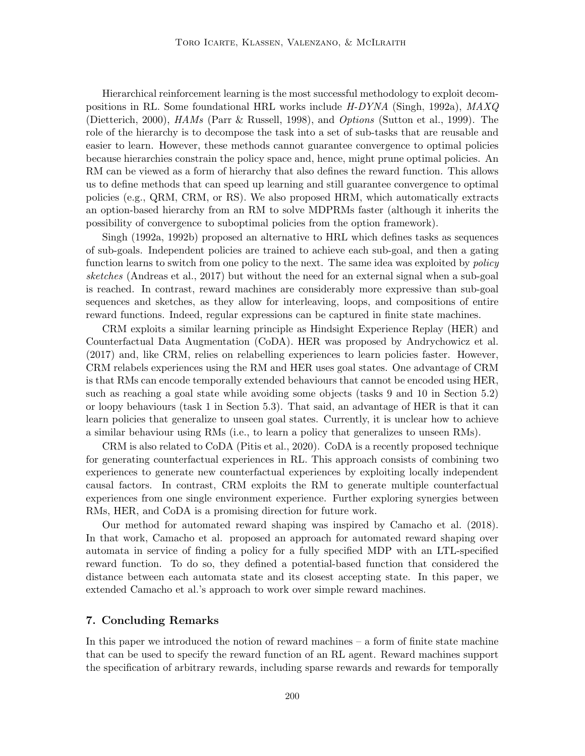Hierarchical reinforcement learning is the most successful methodology to exploit decompositions in RL. Some foundational HRL works include *H-DYNA* (Singh, 1992a), *MAXQ* (Dietterich, 2000), *HAMs* (Parr & Russell, 1998), and *Options* (Sutton et al., 1999). The role of the hierarchy is to decompose the task into a set of sub-tasks that are reusable and easier to learn. However, these methods cannot guarantee convergence to optimal policies because hierarchies constrain the policy space and, hence, might prune optimal policies. An RM can be viewed as a form of hierarchy that also defines the reward function. This allows us to define methods that can speed up learning and still guarantee convergence to optimal policies (e.g., QRM, CRM, or RS). We also proposed HRM, which automatically extracts an option-based hierarchy from an RM to solve MDPRMs faster (although it inherits the possibility of convergence to suboptimal policies from the option framework).

Singh (1992a, 1992b) proposed an alternative to HRL which defines tasks as sequences of sub-goals. Independent policies are trained to achieve each sub-goal, and then a gating function learns to switch from one policy to the next. The same idea was exploited by *policy sketches* (Andreas et al., 2017) but without the need for an external signal when a sub-goal is reached. In contrast, reward machines are considerably more expressive than sub-goal sequences and sketches, as they allow for interleaving, loops, and compositions of entire reward functions. Indeed, regular expressions can be captured in finite state machines.

CRM exploits a similar learning principle as Hindsight Experience Replay (HER) and Counterfactual Data Augmentation (CoDA). HER was proposed by Andrychowicz et al. (2017) and, like CRM, relies on relabelling experiences to learn policies faster. However, CRM relabels experiences using the RM and HER uses goal states. One advantage of CRM is that RMs can encode temporally extended behaviours that cannot be encoded using HER, such as reaching a goal state while avoiding some objects (tasks 9 and 10 in Section 5.2) or loopy behaviours (task 1 in Section 5.3). That said, an advantage of HER is that it can learn policies that generalize to unseen goal states. Currently, it is unclear how to achieve a similar behaviour using RMs (i.e., to learn a policy that generalizes to unseen RMs).

CRM is also related to CoDA (Pitis et al., 2020). CoDA is a recently proposed technique for generating counterfactual experiences in RL. This approach consists of combining two experiences to generate new counterfactual experiences by exploiting locally independent causal factors. In contrast, CRM exploits the RM to generate multiple counterfactual experiences from one single environment experience. Further exploring synergies between RMs, HER, and CoDA is a promising direction for future work.

Our method for automated reward shaping was inspired by Camacho et al. (2018). In that work, Camacho et al. proposed an approach for automated reward shaping over automata in service of finding a policy for a fully specified MDP with an LTL-specified reward function. To do so, they defined a potential-based function that considered the distance between each automata state and its closest accepting state. In this paper, we extended Camacho et al.'s approach to work over simple reward machines.

## 7. Concluding Remarks

In this paper we introduced the notion of reward machines – a form of finite state machine that can be used to specify the reward function of an RL agent. Reward machines support the specification of arbitrary rewards, including sparse rewards and rewards for temporally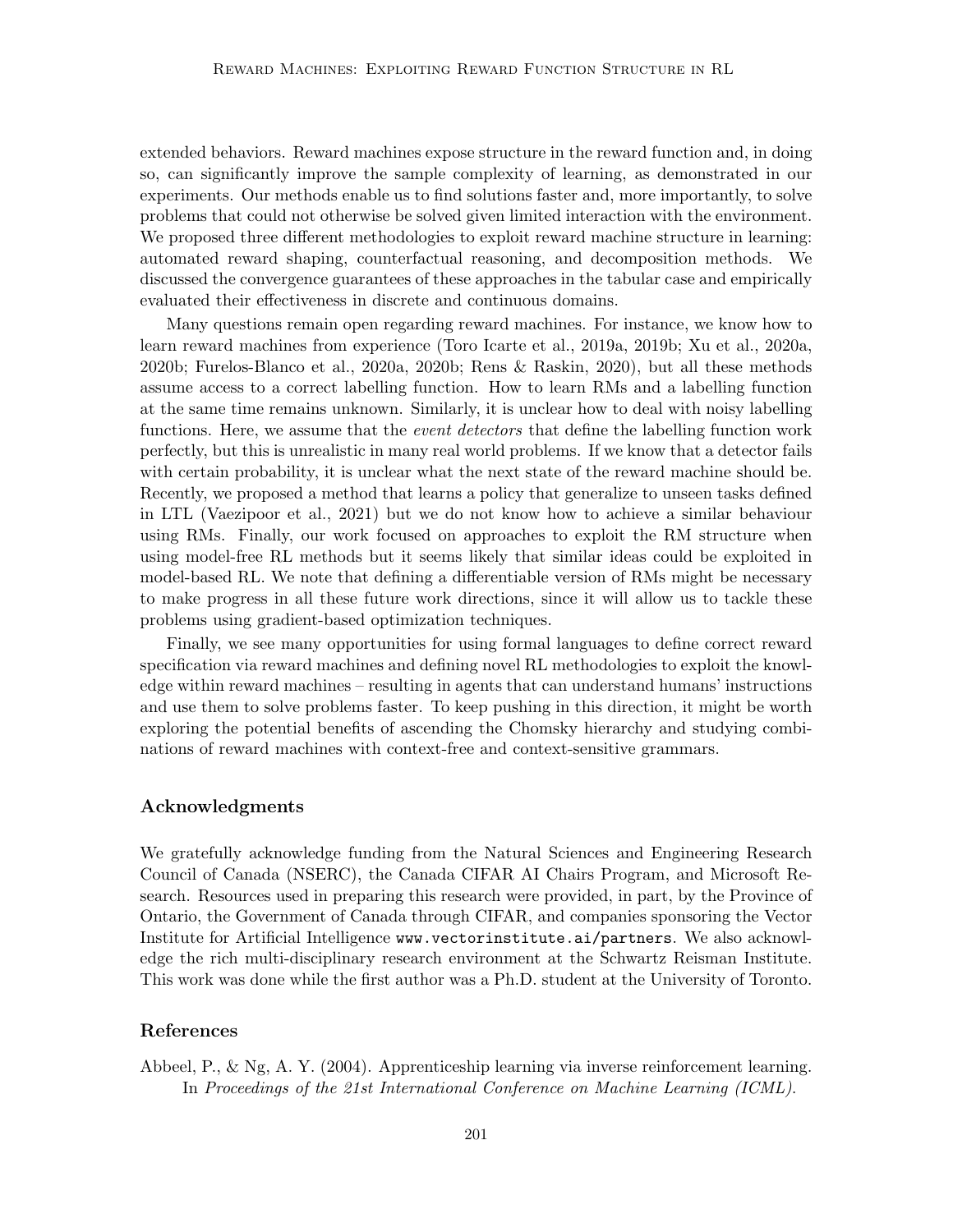extended behaviors. Reward machines expose structure in the reward function and, in doing so, can significantly improve the sample complexity of learning, as demonstrated in our experiments. Our methods enable us to find solutions faster and, more importantly, to solve problems that could not otherwise be solved given limited interaction with the environment. We proposed three different methodologies to exploit reward machine structure in learning: automated reward shaping, counterfactual reasoning, and decomposition methods. We discussed the convergence guarantees of these approaches in the tabular case and empirically evaluated their effectiveness in discrete and continuous domains.

Many questions remain open regarding reward machines. For instance, we know how to learn reward machines from experience (Toro Icarte et al., 2019a, 2019b; Xu et al., 2020a, 2020b; Furelos-Blanco et al., 2020a, 2020b; Rens & Raskin, 2020), but all these methods assume access to a correct labelling function. How to learn RMs and a labelling function at the same time remains unknown. Similarly, it is unclear how to deal with noisy labelling functions. Here, we assume that the *event detectors* that define the labelling function work perfectly, but this is unrealistic in many real world problems. If we know that a detector fails with certain probability, it is unclear what the next state of the reward machine should be. Recently, we proposed a method that learns a policy that generalize to unseen tasks defined in LTL (Vaezipoor et al., 2021) but we do not know how to achieve a similar behaviour using RMs. Finally, our work focused on approaches to exploit the RM structure when using model-free RL methods but it seems likely that similar ideas could be exploited in model-based RL. We note that defining a differentiable version of RMs might be necessary to make progress in all these future work directions, since it will allow us to tackle these problems using gradient-based optimization techniques.

Finally, we see many opportunities for using formal languages to define correct reward specification via reward machines and defining novel RL methodologies to exploit the knowledge within reward machines – resulting in agents that can understand humans' instructions and use them to solve problems faster. To keep pushing in this direction, it might be worth exploring the potential benefits of ascending the Chomsky hierarchy and studying combinations of reward machines with context-free and context-sensitive grammars.

## Acknowledgments

We gratefully acknowledge funding from the Natural Sciences and Engineering Research Council of Canada (NSERC), the Canada CIFAR AI Chairs Program, and Microsoft Research. Resources used in preparing this research were provided, in part, by the Province of Ontario, the Government of Canada through CIFAR, and companies sponsoring the Vector Institute for Artificial Intelligence `www.vectorinstitute.ai/partners`. We also acknowledge the rich multi-disciplinary research environment at the Schwartz Reisman Institute. This work was done while the first author was a Ph.D. student at the University of Toronto.

## References

Abbeel, P., & Ng, A. Y. (2004). Apprenticeship learning via inverse reinforcement learning. In *Proceedings of the 21st International Conference on Machine Learning (ICML).*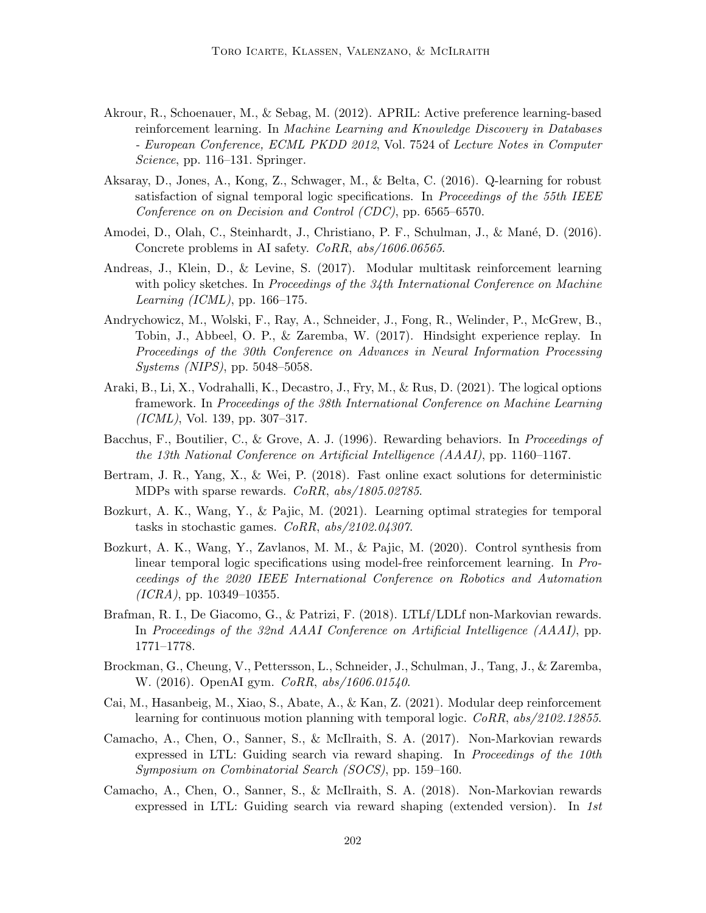Akrour, R., Schoenauer, M., & Sebag, M. (2012). APRIL: Active preference learning-based reinforcement learning. In *Machine Learning and Knowledge Discovery in Databases - European Conference, ECML PKDD 2012*, Vol. 7524 of *Lecture Notes in Computer Science*, pp. 116–131. Springer.

Aksaray, D., Jones, A., Kong, Z., Schwager, M., & Belta, C. (2016). Q-learning for robust satisfaction of signal temporal logic specifications. In *Proceedings of the 55th IEEE Conference on on Decision and Control (CDC)*, pp. 6565–6570.

Amodei, D., Olah, C., Steinhardt, J., Christiano, P. F., Schulman, J., & Mané, D. (2016). Concrete problems in AI safety. *CoRR*, *abs/1606.06565*.

Andreas, J., Klein, D., & Levine, S. (2017). Modular multitask reinforcement learning with policy sketches. In *Proceedings of the 34th International Conference on Machine Learning (ICML)*, pp. 166–175.

Andrychowicz, M., Wolski, F., Ray, A., Schneider, J., Fong, R., Welinder, P., McGrew, B., Tobin, J., Abbeel, O. P., & Zaremba, W. (2017). Hindsight experience replay. In *Proceedings of the 30th Conference on Advances in Neural Information Processing Systems (NIPS)*, pp. 5048–5058.

Araki, B., Li, X., Vodrahalli, K., Decastro, J., Fry, M., & Rus, D. (2021). The logical options framework. In *Proceedings of the 38th International Conference on Machine Learning (ICML)*, Vol. 139, pp. 307–317.

Bacchus, F., Boutilier, C., & Grove, A. J. (1996). Rewarding behaviors. In *Proceedings of the 13th National Conference on Artificial Intelligence (AAAI)*, pp. 1160–1167.

Bertram, J. R., Yang, X., & Wei, P. (2018). Fast online exact solutions for deterministic MDPs with sparse rewards. *CoRR*, *abs/1805.02785*.

Bozkurt, A. K., Wang, Y., & Pajic, M. (2021). Learning optimal strategies for temporal tasks in stochastic games. *CoRR*, *abs/2102.04307*.

Bozkurt, A. K., Wang, Y., Zavlanos, M. M., & Pajic, M. (2020). Control synthesis from linear temporal logic specifications using model-free reinforcement learning. In *Proceedings of the 2020 IEEE International Conference on Robotics and Automation (ICRA)*, pp. 10349–10355.

Brafman, R. I., De Giacomo, G., & Patrizi, F. (2018). LTLf/LDLf non-Markovian rewards. In *Proceedings of the 32nd AAAI Conference on Artificial Intelligence (AAAI)*, pp. 1771–1778.

Brockman, G., Cheung, V., Pettersson, L., Schneider, J., Schulman, J., Tang, J., & Zaremba, W. (2016). OpenAI gym. *CoRR*, *abs/1606.01540*.

Cai, M., Hasanbeig, M., Xiao, S., Abate, A., & Kan, Z. (2021). Modular deep reinforcement learning for continuous motion planning with temporal logic. *CoRR*, *abs/2102.12855*.

Camacho, A., Chen, O., Sanner, S., & McIlraith, S. A. (2017). Non-Markovian rewards expressed in LTL: Guiding search via reward shaping. In *Proceedings of the 10th Symposium on Combinatorial Search (SOCS)*, pp. 159–160.

Camacho, A., Chen, O., Sanner, S., & McIlraith, S. A. (2018). Non-Markovian rewards expressed in LTL: Guiding search via reward shaping (extended version). In *1st*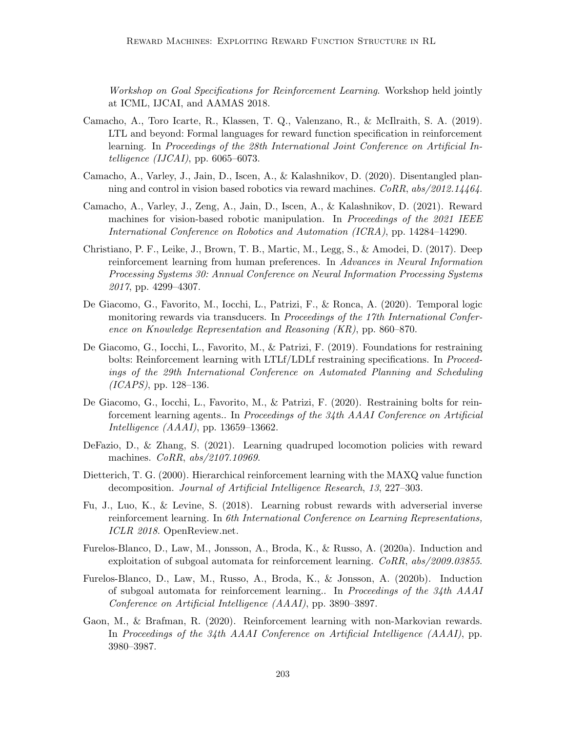*Workshop on Goal Specifications for Reinforcement Learning*. Workshop held jointly at ICML, IJCAI, and AAMAS 2018.

Camacho, A., Toro Icarte, R., Klassen, T. Q., Valenzano, R., & McIlraith, S. A. (2019). LTL and beyond: Formal languages for reward function specification in reinforcement learning. In *Proceedings of the 28th International Joint Conference on Artificial Intelligence (IJCAI)*, pp. 6065–6073.

Camacho, A., Varley, J., Jain, D., Iscen, A., & Kalashnikov, D. (2020). Disentangled planning and control in vision based robotics via reward machines. *CoRR*, *abs/2012.14464*.

Camacho, A., Varley, J., Zeng, A., Jain, D., Iscen, A., & Kalashnikov, D. (2021). Reward machines for vision-based robotic manipulation. In *Proceedings of the 2021 IEEE International Conference on Robotics and Automation (ICRA)*, pp. 14284–14290.

Christiano, P. F., Leike, J., Brown, T. B., Martic, M., Legg, S., & Amodei, D. (2017). Deep reinforcement learning from human preferences. In *Advances in Neural Information Processing Systems 30: Annual Conference on Neural Information Processing Systems 2017*, pp. 4299–4307.

De Giacomo, G., Favorito, M., Iocchi, L., Patrizi, F., & Ronca, A. (2020). Temporal logic monitoring rewards via transducers. In *Proceedings of the 17th International Conference on Knowledge Representation and Reasoning (KR)*, pp. 860–870.

De Giacomo, G., Iocchi, L., Favorito, M., & Patrizi, F. (2019). Foundations for restraining bolts: Reinforcement learning with LTLf/LDLf restraining specifications. In *Proceedings of the 29th International Conference on Automated Planning and Scheduling (ICAPS)*, pp. 128–136.

De Giacomo, G., Iocchi, L., Favorito, M., & Patrizi, F. (2020). Restraining bolts for reinforcement learning agents.. In *Proceedings of the 34th AAAI Conference on Artificial Intelligence (AAAI)*, pp. 13659–13662.

DeFazio, D., & Zhang, S. (2021). Learning quadruped locomotion policies with reward machines. *CoRR*, *abs/2107.10969*.

Dietterich, T. G. (2000). Hierarchical reinforcement learning with the MAXQ value function decomposition. *Journal of Artificial Intelligence Research*, *13*, 227–303.

Fu, J., Luo, K., & Levine, S. (2018). Learning robust rewards with adverserial inverse reinforcement learning. In *6th International Conference on Learning Representations, ICLR 2018*. OpenReview.net.

Furelos-Blanco, D., Law, M., Jonsson, A., Broda, K., & Russo, A. (2020a). Induction and exploitation of subgoal automata for reinforcement learning. *CoRR*, *abs/2009.03855*.

Furelos-Blanco, D., Law, M., Russo, A., Broda, K., & Jonsson, A. (2020b). Induction of subgoal automata for reinforcement learning.. In *Proceedings of the 34th AAAI Conference on Artificial Intelligence (AAAI)*, pp. 3890–3897.

Gaon, M., & Brafman, R. (2020). Reinforcement learning with non-Markovian rewards. In *Proceedings of the 34th AAAI Conference on Artificial Intelligence (AAAI)*, pp. 3980–3987.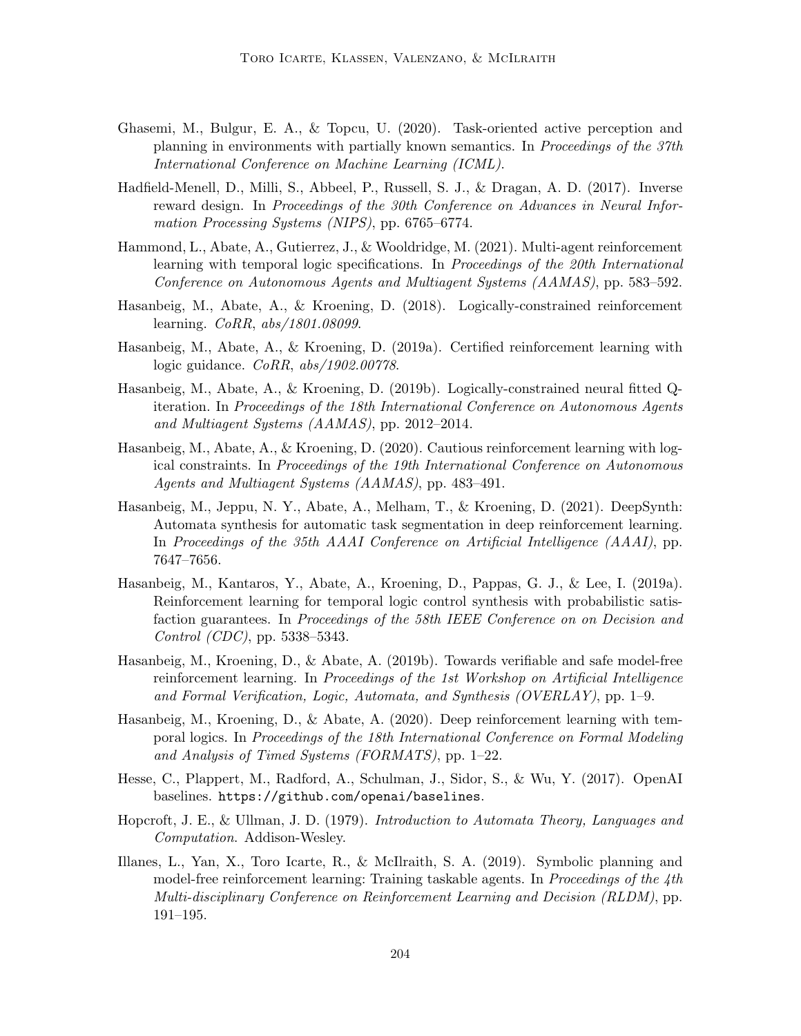Ghasemi, M., Bulgur, E. A., & Topcu, U. (2020). Task-oriented active perception and planning in environments with partially known semantics. In *Proceedings of the 37th International Conference on Machine Learning (ICML)*.

Hadfield-Menell, D., Milli, S., Abbeel, P., Russell, S. J., & Dragan, A. D. (2017). Inverse reward design. In *Proceedings of the 30th Conference on Advances in Neural Information Processing Systems (NIPS)*, pp. 6765–6774.

Hammond, L., Abate, A., Gutierrez, J., & Wooldridge, M. (2021). Multi-agent reinforcement learning with temporal logic specifications. In *Proceedings of the 20th International Conference on Autonomous Agents and Multiagent Systems (AAMAS)*, pp. 583–592.

Hasanbeig, M., Abate, A., & Kroening, D. (2018). Logically-constrained reinforcement learning. *CoRR*, *abs/1801.08099*.

Hasanbeig, M., Abate, A., & Kroening, D. (2019a). Certified reinforcement learning with logic guidance. *CoRR*, *abs/1902.00778*.

Hasanbeig, M., Abate, A., & Kroening, D. (2019b). Logically-constrained neural fitted Q-iteration. In *Proceedings of the 18th International Conference on Autonomous Agents and Multiagent Systems (AAMAS)*, pp. 2012–2014.

Hasanbeig, M., Abate, A., & Kroening, D. (2020). Cautious reinforcement learning with logical constraints. In *Proceedings of the 19th International Conference on Autonomous Agents and Multiagent Systems (AAMAS)*, pp. 483–491.

Hasanbeig, M., Jeppu, N. Y., Abate, A., Melham, T., & Kroening, D. (2021). DeepSynth: Automata synthesis for automatic task segmentation in deep reinforcement learning. In *Proceedings of the 35th AAAI Conference on Artificial Intelligence (AAAI)*, pp. 7647–7656.

Hasanbeig, M., Kantaros, Y., Abate, A., Kroening, D., Pappas, G. J., & Lee, I. (2019a). Reinforcement learning for temporal logic control synthesis with probabilistic satisfaction guarantees. In *Proceedings of the 58th IEEE Conference on on Decision and Control (CDC)*, pp. 5338–5343.

Hasanbeig, M., Kroening, D., & Abate, A. (2019b). Towards verifiable and safe model-free reinforcement learning. In *Proceedings of the 1st Workshop on Artificial Intelligence and Formal Verification, Logic, Automata, and Synthesis (OVERLAY)*, pp. 1–9.

Hasanbeig, M., Kroening, D., & Abate, A. (2020). Deep reinforcement learning with temporal logics. In *Proceedings of the 18th International Conference on Formal Modeling and Analysis of Timed Systems (FORMATS)*, pp. 1–22.

Hesse, C., Plappert, M., Radford, A., Schulman, J., Sidor, S., & Wu, Y. (2017). OpenAI baselines. `https://github.com/openai/baselines`.

Hopcroft, J. E., & Ullman, J. D. (1979). *Introduction to Automata Theory, Languages and Computation*. Addison-Wesley.

Illanes, L., Yan, X., Toro Icarte, R., & McIlraith, S. A. (2019). Symbolic planning and model-free reinforcement learning: Training taskable agents. In *Proceedings of the 4th Multi-disciplinary Conference on Reinforcement Learning and Decision (RLDM)*, pp. 191–195.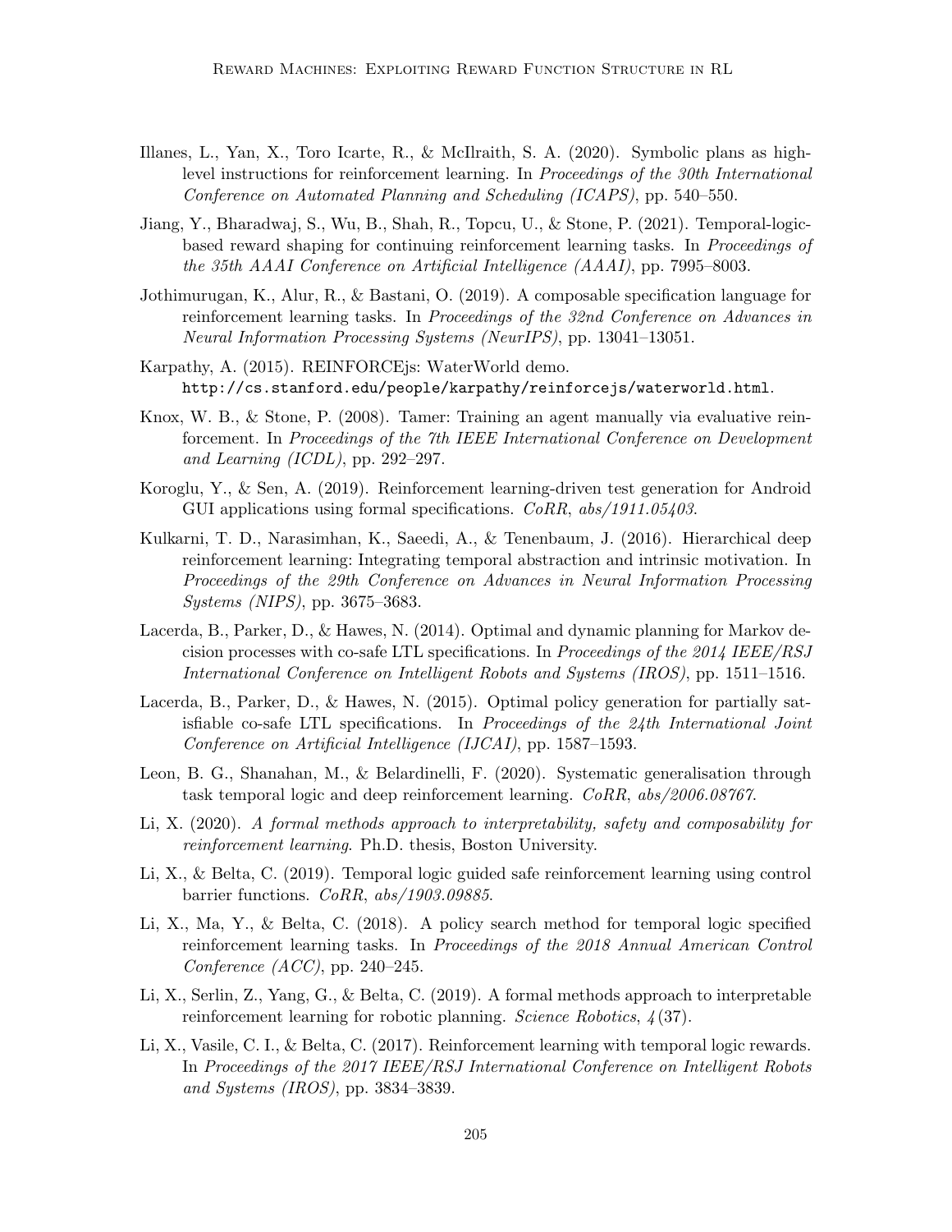Illanes, L., Yan, X., Toro Icarte, R., & McIlraith, S. A. (2020). Symbolic plans as high-level instructions for reinforcement learning. In *Proceedings of the 30th International Conference on Automated Planning and Scheduling (ICAPS)*, pp. 540–550.

Jiang, Y., Bharadwaj, S., Wu, B., Shah, R., Topcu, U., & Stone, P. (2021). Temporal-logic-based reward shaping for continuing reinforcement learning tasks. In *Proceedings of the 35th AAAI Conference on Artificial Intelligence (AAAI)*, pp. 7995–8003.

Jothimurugan, K., Alur, R., & Bastani, O. (2019). A composable specification language for reinforcement learning tasks. In *Proceedings of the 32nd Conference on Advances in Neural Information Processing Systems (NeurIPS)*, pp. 13041–13051.

Karpathy, A. (2015). REINFORCEjs: WaterWorld demo. `http://cs.stanford.edu/people/karpathy/reinforcejs/waterworld.html`.

Knox, W. B., & Stone, P. (2008). Tamer: Training an agent manually via evaluative reinforcement. In *Proceedings of the 7th IEEE International Conference on Development and Learning (ICDL)*, pp. 292–297.

Koroglu, Y., & Sen, A. (2019). Reinforcement learning-driven test generation for Android GUI applications using formal specifications. *CoRR*, *abs/1911.05403*.

Kulkarni, T. D., Narasimhan, K., Saeedi, A., & Tenenbaum, J. (2016). Hierarchical deep reinforcement learning: Integrating temporal abstraction and intrinsic motivation. In *Proceedings of the 29th Conference on Advances in Neural Information Processing Systems (NIPS)*, pp. 3675–3683.

Lacerda, B., Parker, D., & Hawes, N. (2014). Optimal and dynamic planning for Markov decision processes with co-safe LTL specifications. In *Proceedings of the 2014 IEEE/RSJ International Conference on Intelligent Robots and Systems (IROS)*, pp. 1511–1516.

Lacerda, B., Parker, D., & Hawes, N. (2015). Optimal policy generation for partially satisfiable co-safe LTL specifications. In *Proceedings of the 24th International Joint Conference on Artificial Intelligence (IJCAI)*, pp. 1587–1593.

Leon, B. G., Shanahan, M., & Belardinelli, F. (2020). Systematic generalisation through task temporal logic and deep reinforcement learning. *CoRR*, *abs/2006.08767*.

Li, X. (2020). *A formal methods approach to interpretability, safety and composability for reinforcement learning*. Ph.D. thesis, Boston University.

Li, X., & Belta, C. (2019). Temporal logic guided safe reinforcement learning using control barrier functions. *CoRR*, *abs/1903.09885*.

Li, X., Ma, Y., & Belta, C. (2018). A policy search method for temporal logic specified reinforcement learning tasks. In *Proceedings of the 2018 Annual American Control Conference (ACC)*, pp. 240–245.

Li, X., Serlin, Z., Yang, G., & Belta, C. (2019). A formal methods approach to interpretable reinforcement learning for robotic planning. *Science Robotics*, *4*(37).

Li, X., Vasile, C. I., & Belta, C. (2017). Reinforcement learning with temporal logic rewards. In *Proceedings of the 2017 IEEE/RSJ International Conference on Intelligent Robots and Systems (IROS)*, pp. 3834–3839.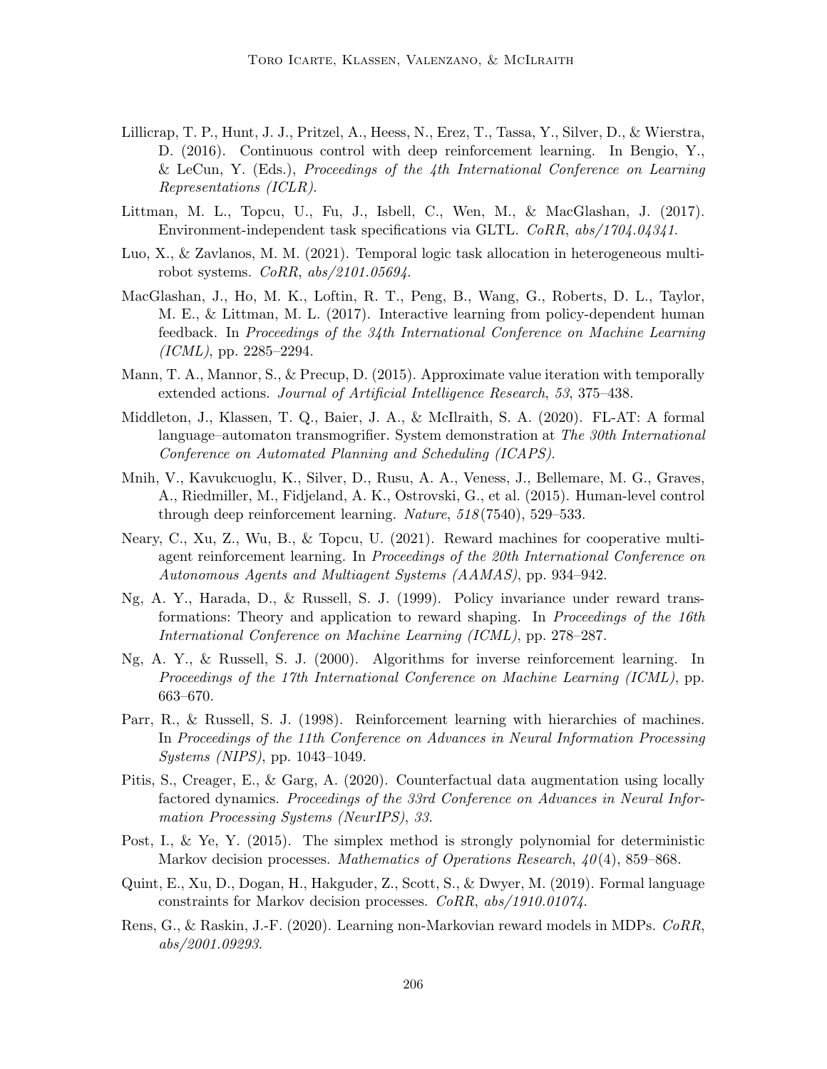Lillicrap, T. P., Hunt, J. J., Pritzel, A., Heess, N., Erez, T., Tassa, Y., Silver, D., & Wierstra, D. (2016). Continuous control with deep reinforcement learning. In Bengio, Y., & LeCun, Y. (Eds.), *Proceedings of the 4th International Conference on Learning Representations (ICLR)*.

Littman, M. L., Topcu, U., Fu, J., Isbell, C., Wen, M., & MacGlashan, J. (2017). Environment-independent task specifications via GLTL. *CoRR*, *abs/1704.04341*.

Luo, X., & Zavlanos, M. M. (2021). Temporal logic task allocation in heterogeneous multi-robot systems. *CoRR*, *abs/2101.05694*.

MacGlashan, J., Ho, M. K., Loftin, R. T., Peng, B., Wang, G., Roberts, D. L., Taylor, M. E., & Littman, M. L. (2017). Interactive learning from policy-dependent human feedback. In *Proceedings of the 34th International Conference on Machine Learning (ICML)*, pp. 2285–2294.

Mann, T. A., Mannor, S., & Precup, D. (2015). Approximate value iteration with temporally extended actions. *Journal of Artificial Intelligence Research*, *53*, 375–438.

Middleton, J., Klassen, T. Q., Baier, J. A., & McIlraith, S. A. (2020). FL-AT: A formal language–automaton transmogrifier. System demonstration at *The 30th International Conference on Automated Planning and Scheduling (ICAPS)*.

Mnih, V., Kavukcuoglu, K., Silver, D., Rusu, A. A., Veness, J., Bellemare, M. G., Graves, A., Riedmiller, M., Fidjeland, A. K., Ostrovski, G., et al. (2015). Human-level control through deep reinforcement learning. *Nature*, *518*(7540), 529–533.

Neary, C., Xu, Z., Wu, B., & Topcu, U. (2021). Reward machines for cooperative multi-agent reinforcement learning. In *Proceedings of the 20th International Conference on Autonomous Agents and Multiagent Systems (AAMAS)*, pp. 934–942.

Ng, A. Y., Harada, D., & Russell, S. J. (1999). Policy invariance under reward transformations: Theory and application to reward shaping. In *Proceedings of the 16th International Conference on Machine Learning (ICML)*, pp. 278–287.

Ng, A. Y., & Russell, S. J. (2000). Algorithms for inverse reinforcement learning. In *Proceedings of the 17th International Conference on Machine Learning (ICML)*, pp. 663–670.

Parr, R., & Russell, S. J. (1998). Reinforcement learning with hierarchies of machines. In *Proceedings of the 11th Conference on Advances in Neural Information Processing Systems (NIPS)*, pp. 1043–1049.

Pitis, S., Creager, E., & Garg, A. (2020). Counterfactual data augmentation using locally factored dynamics. *Proceedings of the 33rd Conference on Advances in Neural Information Processing Systems (NeurIPS)*, *33*.

Post, I., & Ye, Y. (2015). The simplex method is strongly polynomial for deterministic Markov decision processes. *Mathematics of Operations Research*, *40*(4), 859–868.

Quint, E., Xu, D., Dogan, H., Hakguder, Z., Scott, S., & Dwyer, M. (2019). Formal language constraints for Markov decision processes. *CoRR*, *abs/1910.01074*.

Rens, G., & Raskin, J.-F. (2020). Learning non-Markovian reward models in MDPs. *CoRR*, *abs/2001.09293*.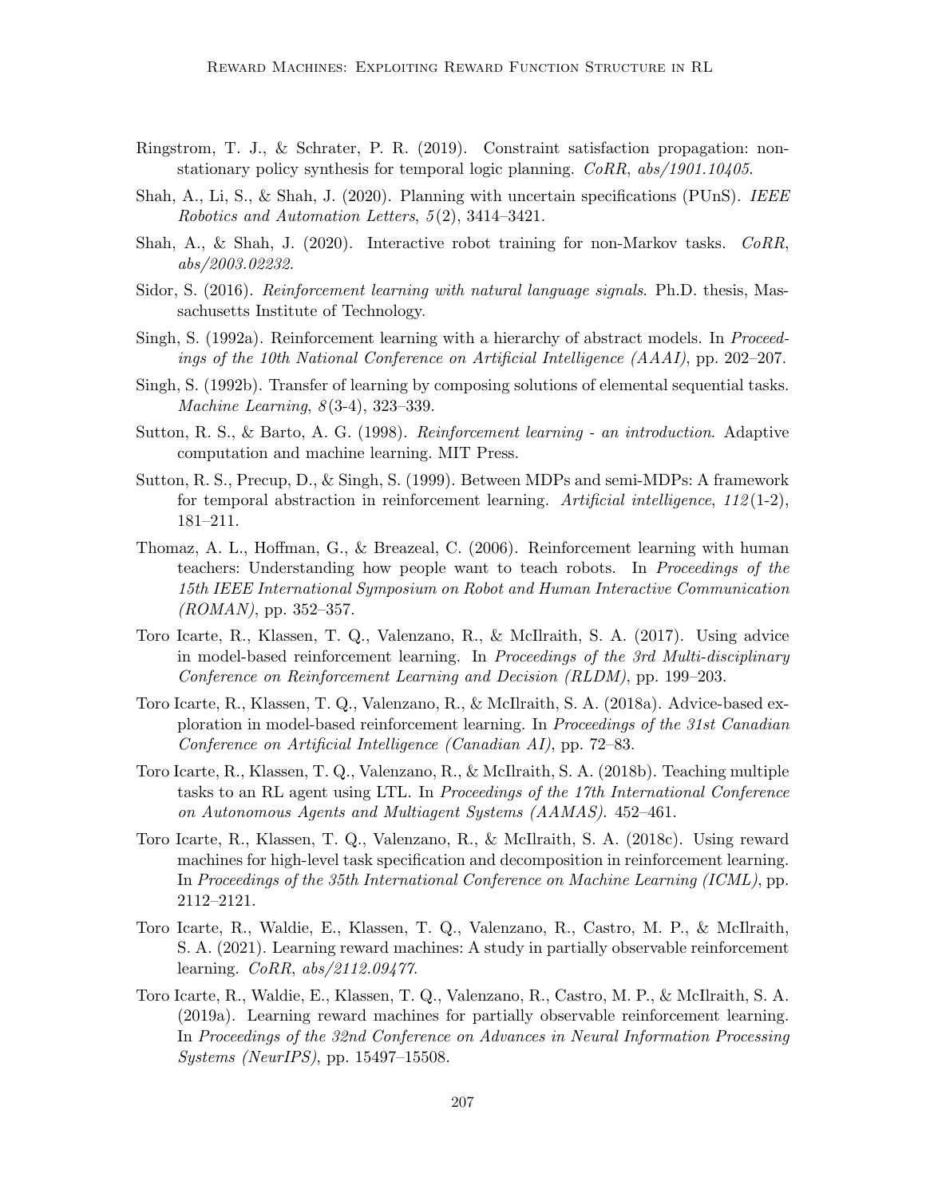Ringstrom, T. J., & Schrater, P. R. (2019). Constraint satisfaction propagation: non-stationary policy synthesis for temporal logic planning. *CoRR*, *abs/1901.10405*.

Shah, A., Li, S., & Shah, J. (2020). Planning with uncertain specifications (PUnS). *IEEE Robotics and Automation Letters*, *5*(2), 3414–3421.

Shah, A., & Shah, J. (2020). Interactive robot training for non-Markov tasks. *CoRR*, *abs/2003.02232*.

Sidor, S. (2016). *Reinforcement learning with natural language signals*. Ph.D. thesis, Massachusetts Institute of Technology.

Singh, S. (1992a). Reinforcement learning with a hierarchy of abstract models. In *Proceedings of the 10th National Conference on Artificial Intelligence (AAAI)*, pp. 202–207.

Singh, S. (1992b). Transfer of learning by composing solutions of elemental sequential tasks. *Machine Learning*, *8*(3-4), 323–339.

Sutton, R. S., & Barto, A. G. (1998). *Reinforcement learning - an introduction*. Adaptive computation and machine learning. MIT Press.

Sutton, R. S., Precup, D., & Singh, S. (1999). Between MDPs and semi-MDPs: A framework for temporal abstraction in reinforcement learning. *Artificial intelligence*, *112*(1-2), 181–211.

Thomaz, A. L., Hoffman, G., & Breazeal, C. (2006). Reinforcement learning with human teachers: Understanding how people want to teach robots. In *Proceedings of the 15th IEEE International Symposium on Robot and Human Interactive Communication (ROMAN)*, pp. 352–357.

Toro Icarte, R., Klassen, T. Q., Valenzano, R., & McIlraith, S. A. (2017). Using advice in model-based reinforcement learning. In *Proceedings of the 3rd Multi-disciplinary Conference on Reinforcement Learning and Decision (RLDM)*, pp. 199–203.

Toro Icarte, R., Klassen, T. Q., Valenzano, R., & McIlraith, S. A. (2018a). Advice-based exploration in model-based reinforcement learning. In *Proceedings of the 31st Canadian Conference on Artificial Intelligence (Canadian AI)*, pp. 72–83.

Toro Icarte, R., Klassen, T. Q., Valenzano, R., & McIlraith, S. A. (2018b). Teaching multiple tasks to an RL agent using LTL. In *Proceedings of the 17th International Conference on Autonomous Agents and Multiagent Systems (AAMAS)*. 452–461.

Toro Icarte, R., Klassen, T. Q., Valenzano, R., & McIlraith, S. A. (2018c). Using reward machines for high-level task specification and decomposition in reinforcement learning. In *Proceedings of the 35th International Conference on Machine Learning (ICML)*, pp. 2112–2121.

Toro Icarte, R., Waldie, E., Klassen, T. Q., Valenzano, R., Castro, M. P., & McIlraith, S. A. (2021). Learning reward machines: A study in partially observable reinforcement learning. *CoRR*, *abs/2112.09477*.

Toro Icarte, R., Waldie, E., Klassen, T. Q., Valenzano, R., Castro, M. P., & McIlraith, S. A. (2019a). Learning reward machines for partially observable reinforcement learning. In *Proceedings of the 32nd Conference on Advances in Neural Information Processing Systems (NeurIPS)*, pp. 15497–15508.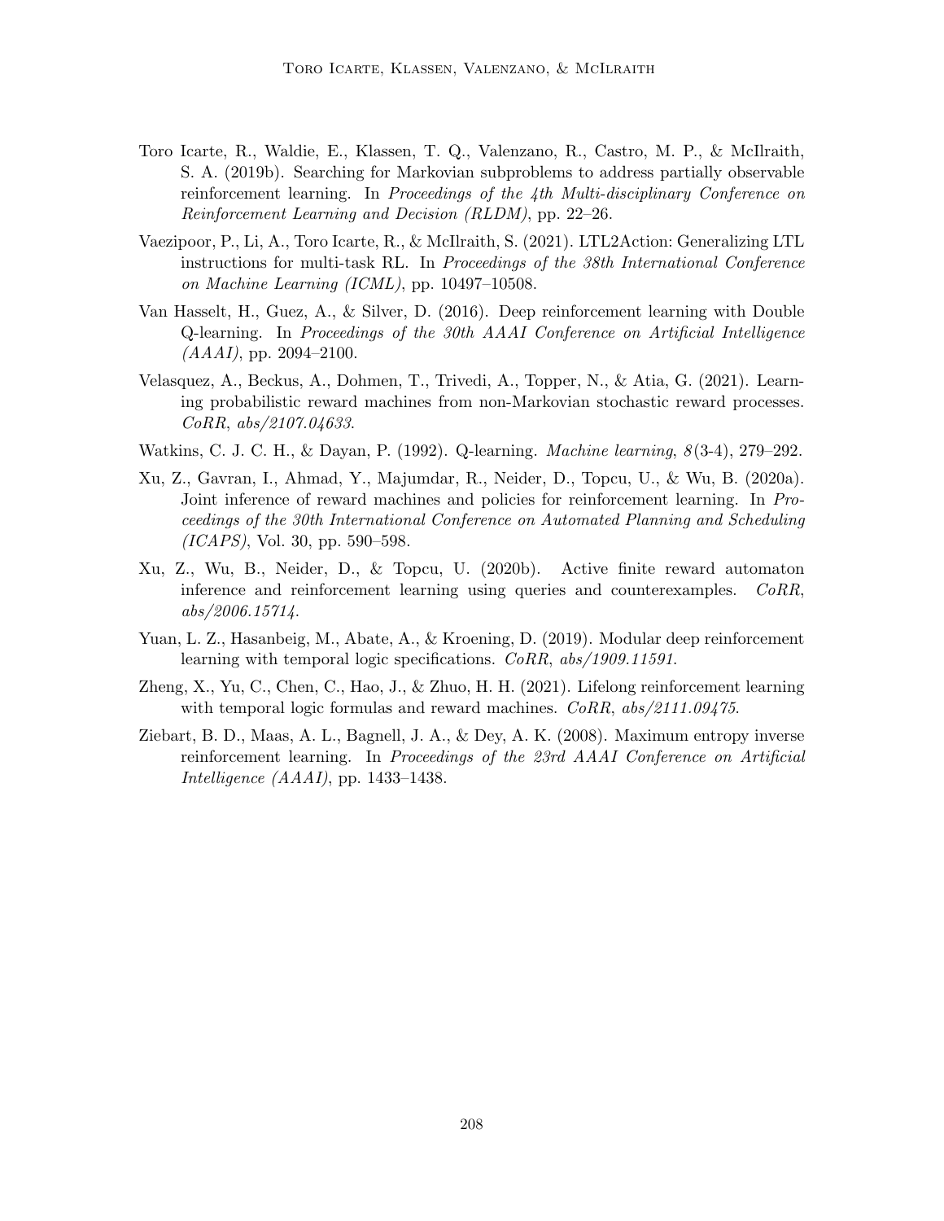Toro Icarte, R., Waldie, E., Klassen, T. Q., Valenzano, R., Castro, M. P., & McIlraith, S. A. (2019b). Searching for Markovian subproblems to address partially observable reinforcement learning. In *Proceedings of the 4th Multi-disciplinary Conference on Reinforcement Learning and Decision (RLDM)*, pp. 22–26.

Vaezipoor, P., Li, A., Toro Icarte, R., & McIlraith, S. (2021). LTL2Action: Generalizing LTL instructions for multi-task RL. In *Proceedings of the 38th International Conference on Machine Learning (ICML)*, pp. 10497–10508.

Van Hasselt, H., Guez, A., & Silver, D. (2016). Deep reinforcement learning with Double Q-learning. In *Proceedings of the 30th AAAI Conference on Artificial Intelligence (AAAI)*, pp. 2094–2100.

Velasquez, A., Beckus, A., Dohmen, T., Trivedi, A., Topper, N., & Atia, G. (2021). Learning probabilistic reward machines from non-Markovian stochastic reward processes. *CoRR*, *abs/2107.04633*.

Watkins, C. J. C. H., & Dayan, P. (1992). Q-learning. *Machine learning*, *8*(3-4), 279–292.

Xu, Z., Gavran, I., Ahmad, Y., Majumdar, R., Neider, D., Topcu, U., & Wu, B. (2020a). Joint inference of reward machines and policies for reinforcement learning. In *Proceedings of the 30th International Conference on Automated Planning and Scheduling (ICAPS)*, Vol. 30, pp. 590–598.

Xu, Z., Wu, B., Neider, D., & Topcu, U. (2020b). Active finite reward automaton inference and reinforcement learning using queries and counterexamples. *CoRR*, *abs/2006.15714*.

Yuan, L. Z., Hasanbeig, M., Abate, A., & Kroening, D. (2019). Modular deep reinforcement learning with temporal logic specifications. *CoRR*, *abs/1909.11591*.

Zheng, X., Yu, C., Chen, C., Hao, J., & Zhuo, H. H. (2021). Lifelong reinforcement learning with temporal logic formulas and reward machines. *CoRR*, *abs/2111.09475*.

Ziebart, B. D., Maas, A. L., Bagnell, J. A., & Dey, A. K. (2008). Maximum entropy inverse reinforcement learning. In *Proceedings of the 23rd AAAI Conference on Artificial Intelligence (AAAI)*, pp. 1433–1438.